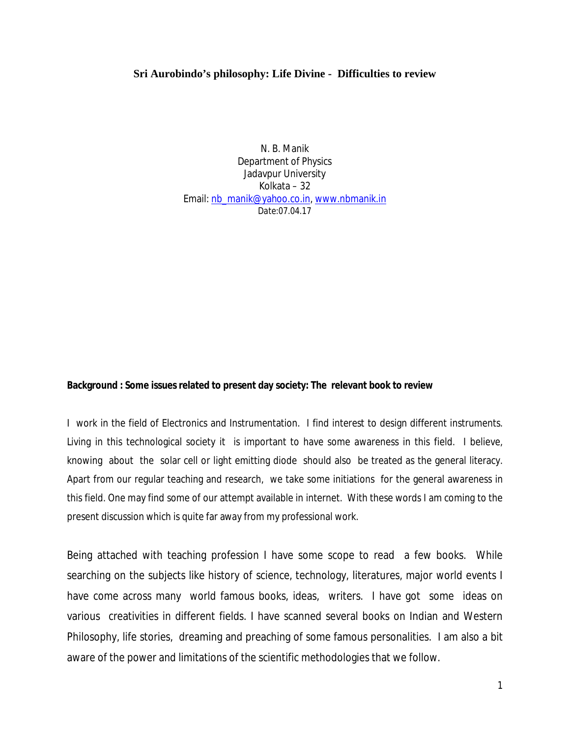# Sri Aurobindo's philosophy: Life Divine - Difficulties to review

N. B. Manik
Department of Physics
Jadavpur University
Kolkata – 32
Email: nb_manik@yahoo.co.in, www.nbmanik.in
Date:07.04.17

**Background : Some issues related to present day society: The relevant book to review**

I work in the field of Electronics and Instrumentation. I find interest to design different instruments. Living in this technological society it is important to have some awareness in this field. I believe, knowing about the solar cell or light emitting diode should also be treated as the general literacy. Apart from our regular teaching and research, we take some initiations for the general awareness in this field. One may find some of our attempt available in internet. With these words I am coming to the present discussion which is quite far away from my professional work.

Being attached with teaching profession I have some scope to read a few books. While searching on the subjects like history of science, technology, literatures, major world events I have come across many world famous books, ideas, writers. I have got some ideas on various creativities in different fields. I have scanned several books on Indian and Western Philosophy, life stories, dreaming and preaching of some famous personalities. I am also a bit aware of the power and limitations of the scientific methodologies that we follow.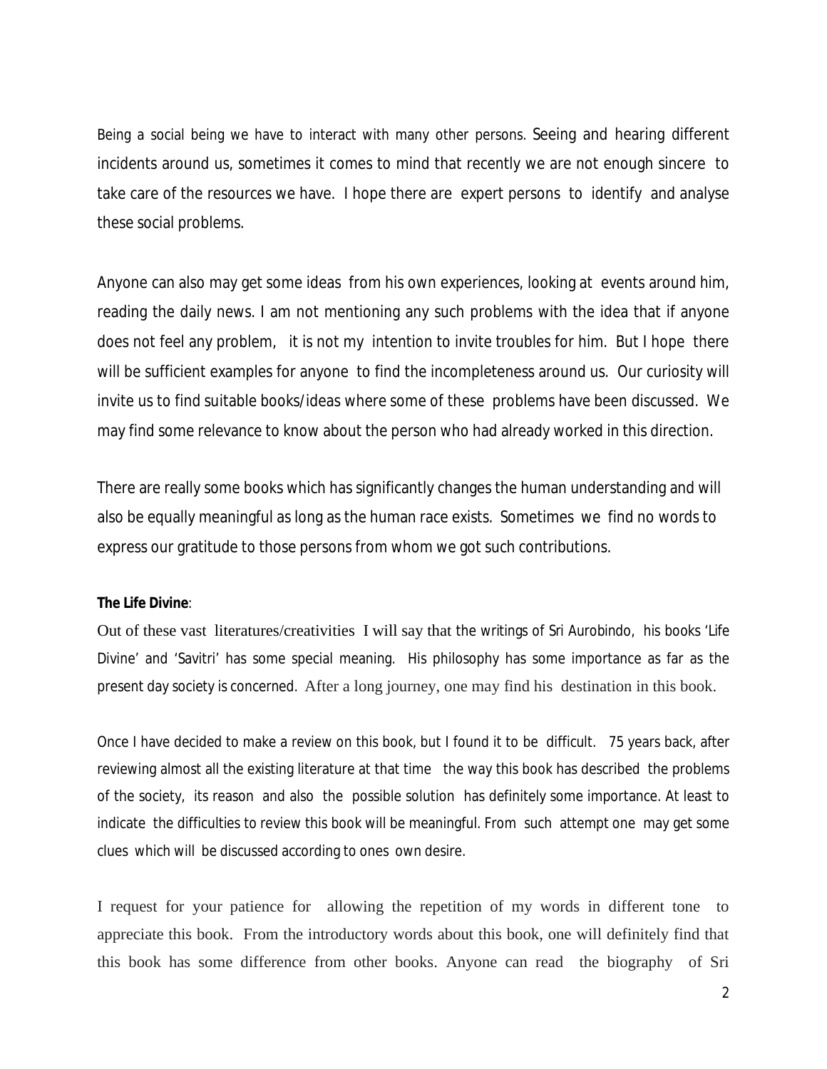Being a social being we have to interact with many other persons. Seeing and hearing different incidents around us, sometimes it comes to mind that recently we are not enough sincere to take care of the resources we have. I hope there are expert persons to identify and analyse these social problems.

Anyone can also may get some ideas from his own experiences, looking at events around him, reading the daily news. I am not mentioning any such problems with the idea that if anyone does not feel any problem, it is not my intention to invite troubles for him. But I hope there will be sufficient examples for anyone to find the incompleteness around us. Our curiosity will invite us to find suitable books/ideas where some of these problems have been discussed. We may find some relevance to know about the person who had already worked in this direction.

There are really some books which has significantly changes the human understanding and will also be equally meaningful as long as the human race exists. Sometimes we find no words to express our gratitude to those persons from whom we got such contributions.

**The Life Divine**:

Out of these vast literatures/creativities I will say that the writings of Sri Aurobindo, his books 'Life Divine' and 'Savitri' has some special meaning. His philosophy has some importance as far as the present day society is concerned. After a long journey, one may find his destination in this book.

Once I have decided to make a review on this book, but I found it to be difficult. 75 years back, after reviewing almost all the existing literature at that time the way this book has described the problems of the society, its reason and also the possible solution has definitely some importance. At least to indicate the difficulties to review this book will be meaningful. From such attempt one may get some clues which will be discussed according to ones own desire.

I request for your patience for allowing the repetition of my words in different tone to appreciate this book. From the introductory words about this book, one will definitely find that this book has some difference from other books. Anyone can read the biography of Sri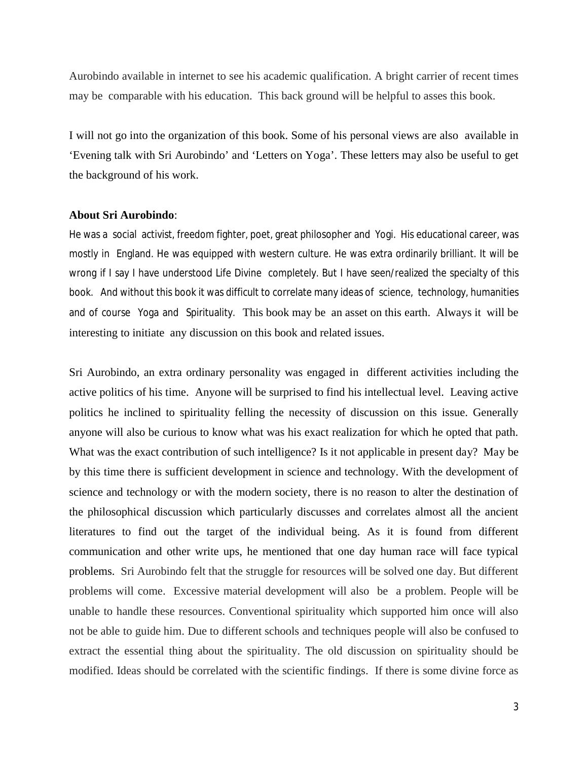Aurobindo available in internet to see his academic qualification. A bright carrier of recent times may be comparable with his education. This back ground will be helpful to asses this book.

I will not go into the organization of this book. Some of his personal views are also available in 'Evening talk with Sri Aurobindo' and 'Letters on Yoga'. These letters may also be useful to get the background of his work.

**About Sri Aurobindo**:

He was a social activist, freedom fighter, poet, great philosopher and Yogi. His educational career, was mostly in England. He was equipped with western culture. He was extra ordinarily brilliant. It will be wrong if I say I have understood Life Divine completely. But I have seen/realized the specialty of this book. And without this book it was difficult to correlate many ideas of science, technology, humanities and of course Yoga and Spirituality. This book may be an asset on this earth. Always it will be interesting to initiate any discussion on this book and related issues.

Sri Aurobindo, an extra ordinary personality was engaged in different activities including the active politics of his time. Anyone will be surprised to find his intellectual level. Leaving active politics he inclined to spirituality felling the necessity of discussion on this issue. Generally anyone will also be curious to know what was his exact realization for which he opted that path. What was the exact contribution of such intelligence? Is it not applicable in present day? May be by this time there is sufficient development in science and technology. With the development of science and technology or with the modern society, there is no reason to alter the destination of the philosophical discussion which particularly discusses and correlates almost all the ancient literatures to find out the target of the individual being. As it is found from different communication and other write ups, he mentioned that one day human race will face typical problems. Sri Aurobindo felt that the struggle for resources will be solved one day. But different problems will come. Excessive material development will also be a problem. People will be unable to handle these resources. Conventional spirituality which supported him once will also not be able to guide him. Due to different schools and techniques people will also be confused to extract the essential thing about the spirituality. The old discussion on spirituality should be modified. Ideas should be correlated with the scientific findings. If there is some divine force as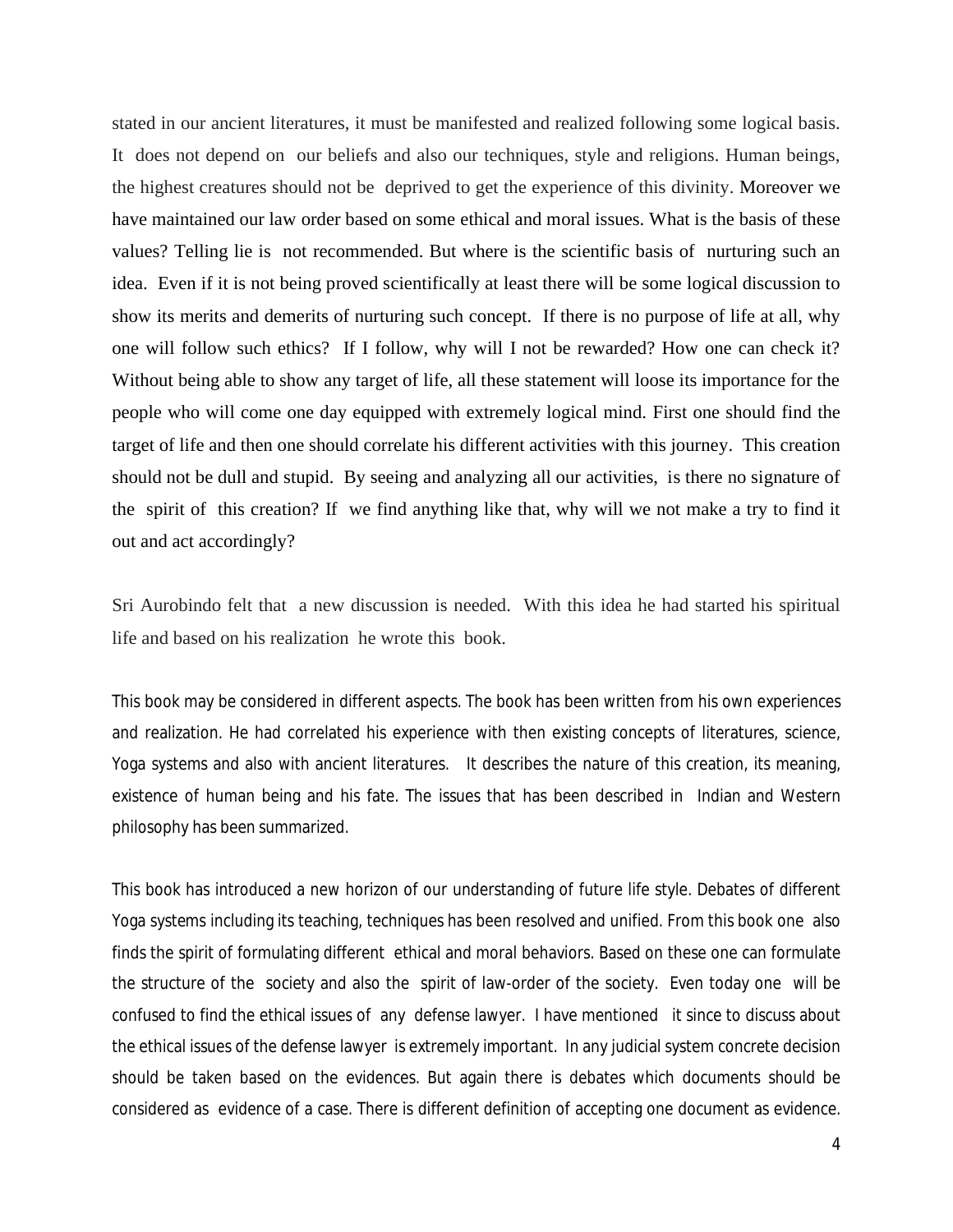stated in our ancient literatures, it must be manifested and realized following some logical basis. It does not depend on our beliefs and also our techniques, style and religions. Human beings, the highest creatures should not be deprived to get the experience of this divinity. Moreover we have maintained our law order based on some ethical and moral issues. What is the basis of these values? Telling lie is not recommended. But where is the scientific basis of nurturing such an idea. Even if it is not being proved scientifically at least there will be some logical discussion to show its merits and demerits of nurturing such concept. If there is no purpose of life at all, why one will follow such ethics? If I follow, why will I not be rewarded? How one can check it? Without being able to show any target of life, all these statement will loose its importance for the people who will come one day equipped with extremely logical mind. First one should find the target of life and then one should correlate his different activities with this journey. This creation should not be dull and stupid. By seeing and analyzing all our activities, is there no signature of the spirit of this creation? If we find anything like that, why will we not make a try to find it out and act accordingly?

Sri Aurobindo felt that a new discussion is needed. With this idea he had started his spiritual life and based on his realization he wrote this book.

This book may be considered in different aspects. The book has been written from his own experiences and realization. He had correlated his experience with then existing concepts of literatures, science, Yoga systems and also with ancient literatures. It describes the nature of this creation, its meaning, existence of human being and his fate. The issues that has been described in Indian and Western philosophy has been summarized.

This book has introduced a new horizon of our understanding of future life style. Debates of different Yoga systems including its teaching, techniques has been resolved and unified. From this book one also finds the spirit of formulating different ethical and moral behaviors. Based on these one can formulate the structure of the society and also the spirit of law-order of the society. Even today one will be confused to find the ethical issues of any defense lawyer. I have mentioned it since to discuss about the ethical issues of the defense lawyer is extremely important. In any judicial system concrete decision should be taken based on the evidences. But again there is debates which documents should be considered as evidence of a case. There is different definition of accepting one document as evidence.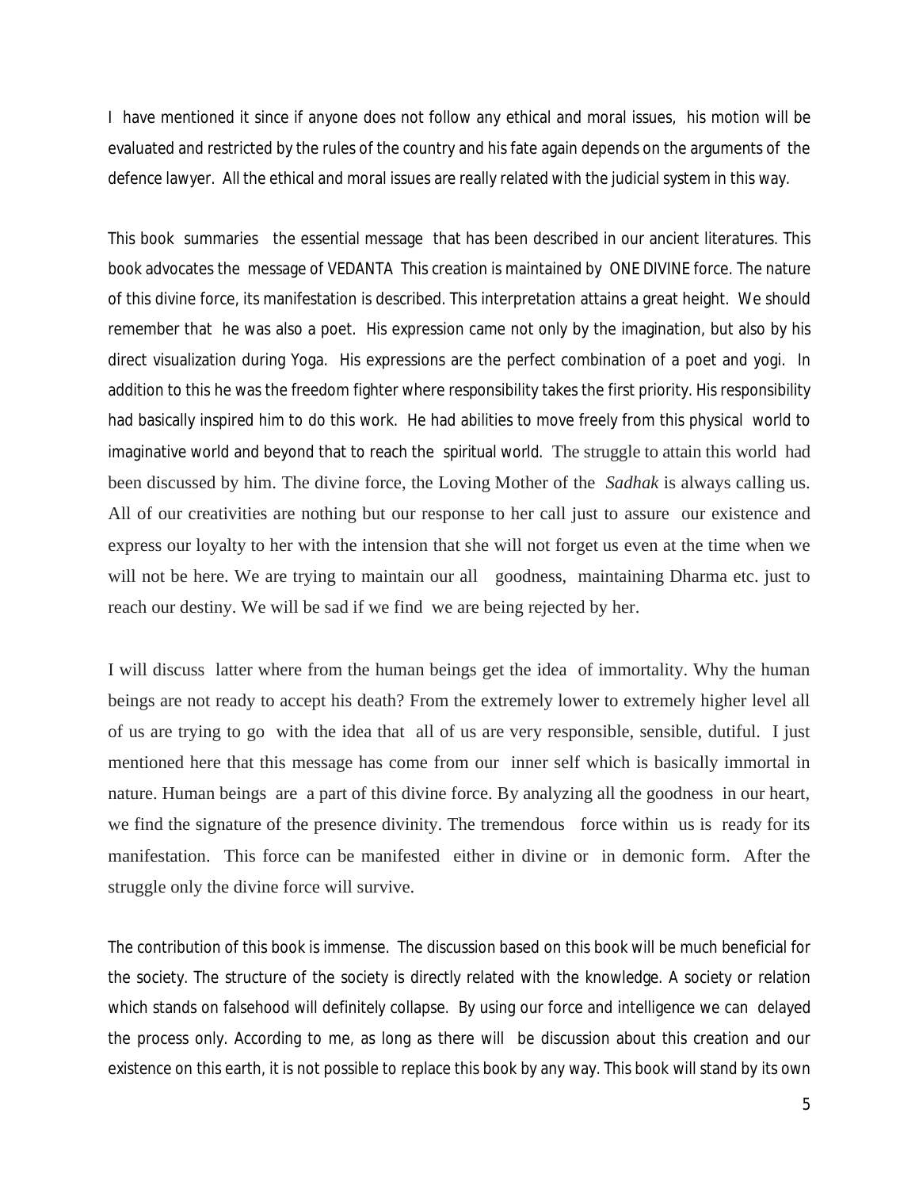I have mentioned it since if anyone does not follow any ethical and moral issues, his motion will be evaluated and restricted by the rules of the country and his fate again depends on the arguments of the defence lawyer. All the ethical and moral issues are really related with the judicial system in this way.

This book summaries the essential message that has been described in our ancient literatures. This book advocates the message of VEDANTA This creation is maintained by ONE DIVINE force. The nature of this divine force, its manifestation is described. This interpretation attains a great height. We should remember that he was also a poet. His expression came not only by the imagination, but also by his direct visualization during Yoga. His expressions are the perfect combination of a poet and yogi. In addition to this he was the freedom fighter where responsibility takes the first priority. His responsibility had basically inspired him to do this work. He had abilities to move freely from this physical world to imaginative world and beyond that to reach the spiritual world. The struggle to attain this world had been discussed by him. The divine force, the Loving Mother of the *Sadhak* is always calling us. All of our creativities are nothing but our response to her call just to assure our existence and express our loyalty to her with the intension that she will not forget us even at the time when we will not be here. We are trying to maintain our all goodness, maintaining Dharma etc. just to reach our destiny. We will be sad if we find we are being rejected by her.

I will discuss latter where from the human beings get the idea of immortality. Why the human beings are not ready to accept his death? From the extremely lower to extremely higher level all of us are trying to go with the idea that all of us are very responsible, sensible, dutiful. I just mentioned here that this message has come from our inner self which is basically immortal in nature. Human beings are a part of this divine force. By analyzing all the goodness in our heart, we find the signature of the presence divinity. The tremendous force within us is ready for its manifestation. This force can be manifested either in divine or in demonic form. After the struggle only the divine force will survive.

The contribution of this book is immense. The discussion based on this book will be much beneficial for the society. The structure of the society is directly related with the knowledge. A society or relation which stands on falsehood will definitely collapse. By using our force and intelligence we can delayed the process only. According to me, as long as there will be discussion about this creation and our existence on this earth, it is not possible to replace this book by any way. This book will stand by its own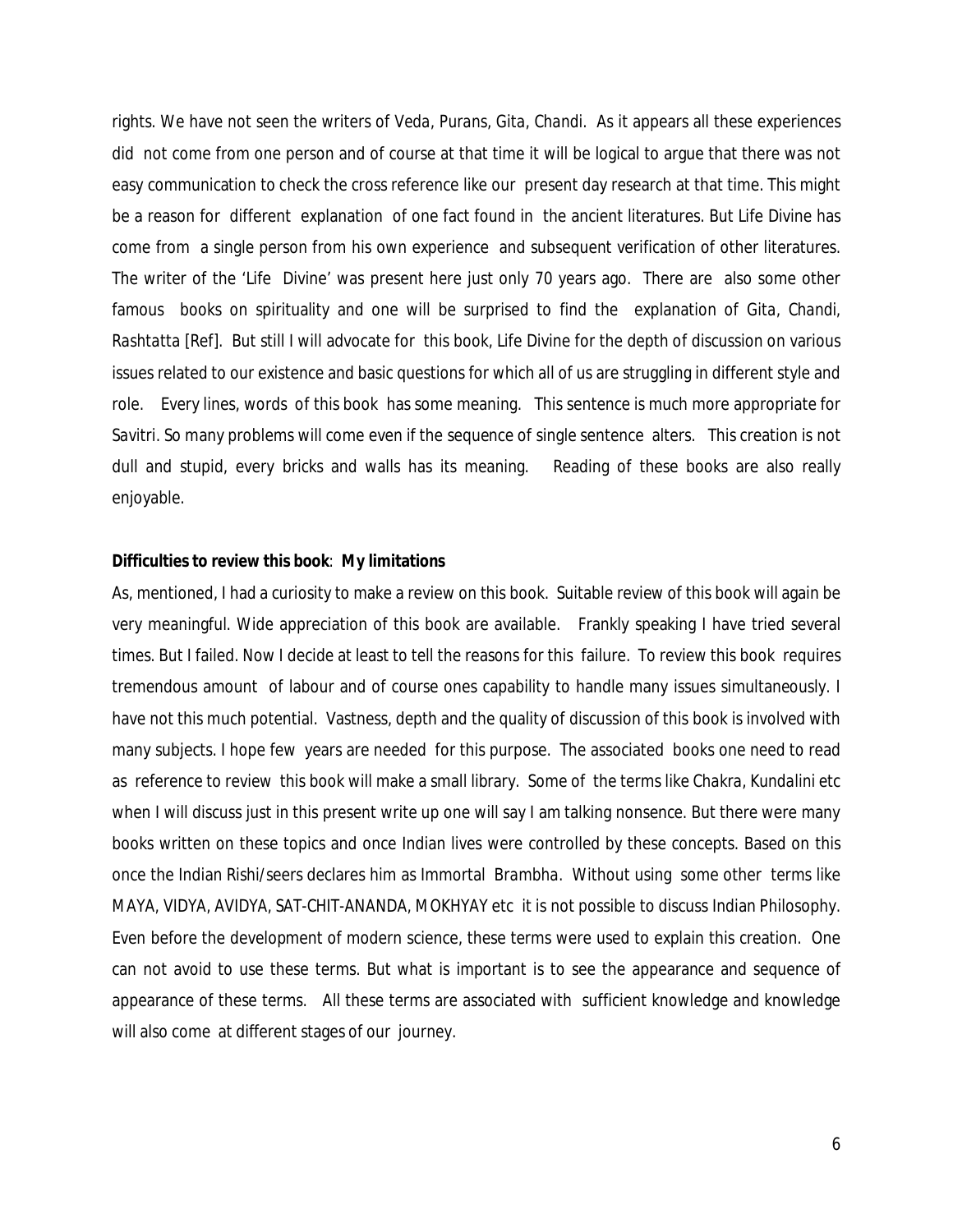rights. We have not seen the writers of Veda, Purans, Gita, Chandi. As it appears all these experiences did not come from one person and of course at that time it will be logical to argue that there was not easy communication to check the cross reference like our present day research at that time. This might be a reason for different explanation of one fact found in the ancient literatures. But Life Divine has come from a single person from his own experience and subsequent verification of other literatures. The writer of the 'Life Divine' was present here just only 70 years ago. There are also some other famous books on spirituality and one will be surprised to find the explanation of Gita, Chandi, Rashtatta [Ref]. But still I will advocate for this book, Life Divine for the depth of discussion on various issues related to our existence and basic questions for which all of us are struggling in different style and role. Every lines, words of this book has some meaning. This sentence is much more appropriate for Savitri. So many problems will come even if the sequence of single sentence alters. This creation is not dull and stupid, every bricks and walls has its meaning. Reading of these books are also really enjoyable.

**Difficulties to review this book**: **My limitations**

As, mentioned, I had a curiosity to make a review on this book. Suitable review of this book will again be very meaningful. Wide appreciation of this book are available. Frankly speaking I have tried several times. But I failed. Now I decide at least to tell the reasons for this failure. To review this book requires tremendous amount of labour and of course ones capability to handle many issues simultaneously. I have not this much potential. Vastness, depth and the quality of discussion of this book is involved with many subjects. I hope few years are needed for this purpose. The associated books one need to read as reference to review this book will make a small library. Some of the terms like Chakra, Kundalini etc when I will discuss just in this present write up one will say I am talking nonsence. But there were many books written on these topics and once Indian lives were controlled by these concepts. Based on this once the Indian Rishi/seers declares him as Immortal Brambha. Without using some other terms like MAYA, VIDYA, AVIDYA, SAT-CHIT-ANANDA, MOKHYAY etc it is not possible to discuss Indian Philosophy. Even before the development of modern science, these terms were used to explain this creation. One can not avoid to use these terms. But what is important is to see the appearance and sequence of appearance of these terms. All these terms are associated with sufficient knowledge and knowledge will also come at different stages of our journey.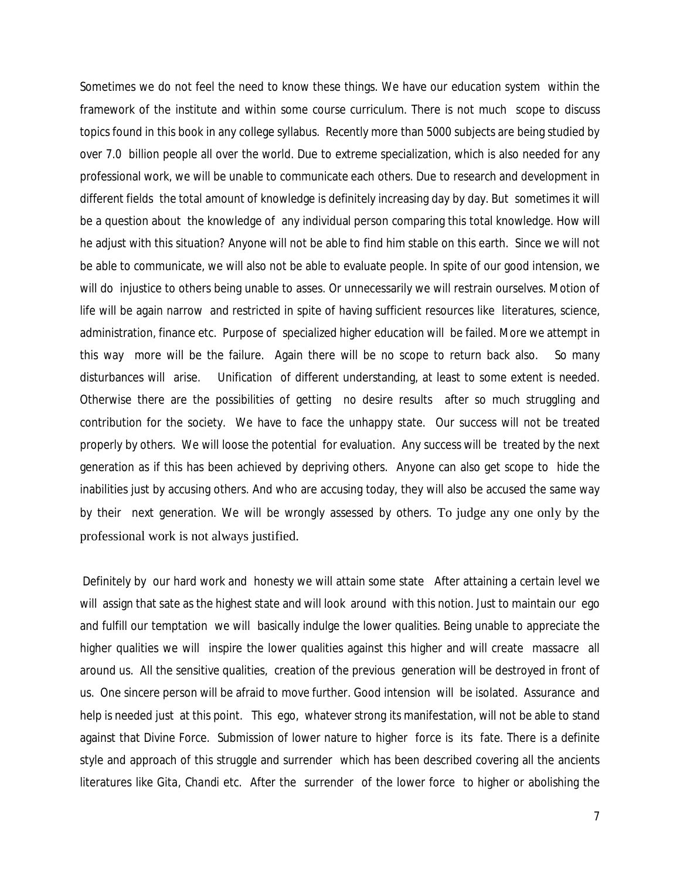Sometimes we do not feel the need to know these things. We have our education system within the framework of the institute and within some course curriculum. There is not much scope to discuss topics found in this book in any college syllabus. Recently more than 5000 subjects are being studied by over 7.0 billion people all over the world. Due to extreme specialization, which is also needed for any professional work, we will be unable to communicate each others. Due to research and development in different fields the total amount of knowledge is definitely increasing day by day. But sometimes it will be a question about the knowledge of any individual person comparing this total knowledge. How will he adjust with this situation? Anyone will not be able to find him stable on this earth. Since we will not be able to communicate, we will also not be able to evaluate people. In spite of our good intension, we will do injustice to others being unable to asses. Or unnecessarily we will restrain ourselves. Motion of life will be again narrow and restricted in spite of having sufficient resources like literatures, science, administration, finance etc. Purpose of specialized higher education will be failed. More we attempt in this way more will be the failure. Again there will be no scope to return back also. So many disturbances will arise. Unification of different understanding, at least to some extent is needed. Otherwise there are the possibilities of getting no desire results after so much struggling and contribution for the society. We have to face the unhappy state. Our success will not be treated properly by others. We will loose the potential for evaluation. Any success will be treated by the next generation as if this has been achieved by depriving others. Anyone can also get scope to hide the inabilities just by accusing others. And who are accusing today, they will also be accused the same way by their next generation. We will be wrongly assessed by others. To judge any one only by the professional work is not always justified.

Definitely by our hard work and honesty we will attain some state After attaining a certain level we will assign that sate as the highest state and will look around with this notion. Just to maintain our ego and fulfill our temptation we will basically indulge the lower qualities. Being unable to appreciate the higher qualities we will inspire the lower qualities against this higher and will create massacre all around us. All the sensitive qualities, creation of the previous generation will be destroyed in front of us. One sincere person will be afraid to move further. Good intension will be isolated. Assurance and help is needed just at this point. This ego, whatever strong its manifestation, will not be able to stand against that Divine Force. Submission of lower nature to higher force is its fate. There is a definite style and approach of this struggle and surrender which has been described covering all the ancients literatures like Gita, Chandi etc. After the surrender of the lower force to higher or abolishing the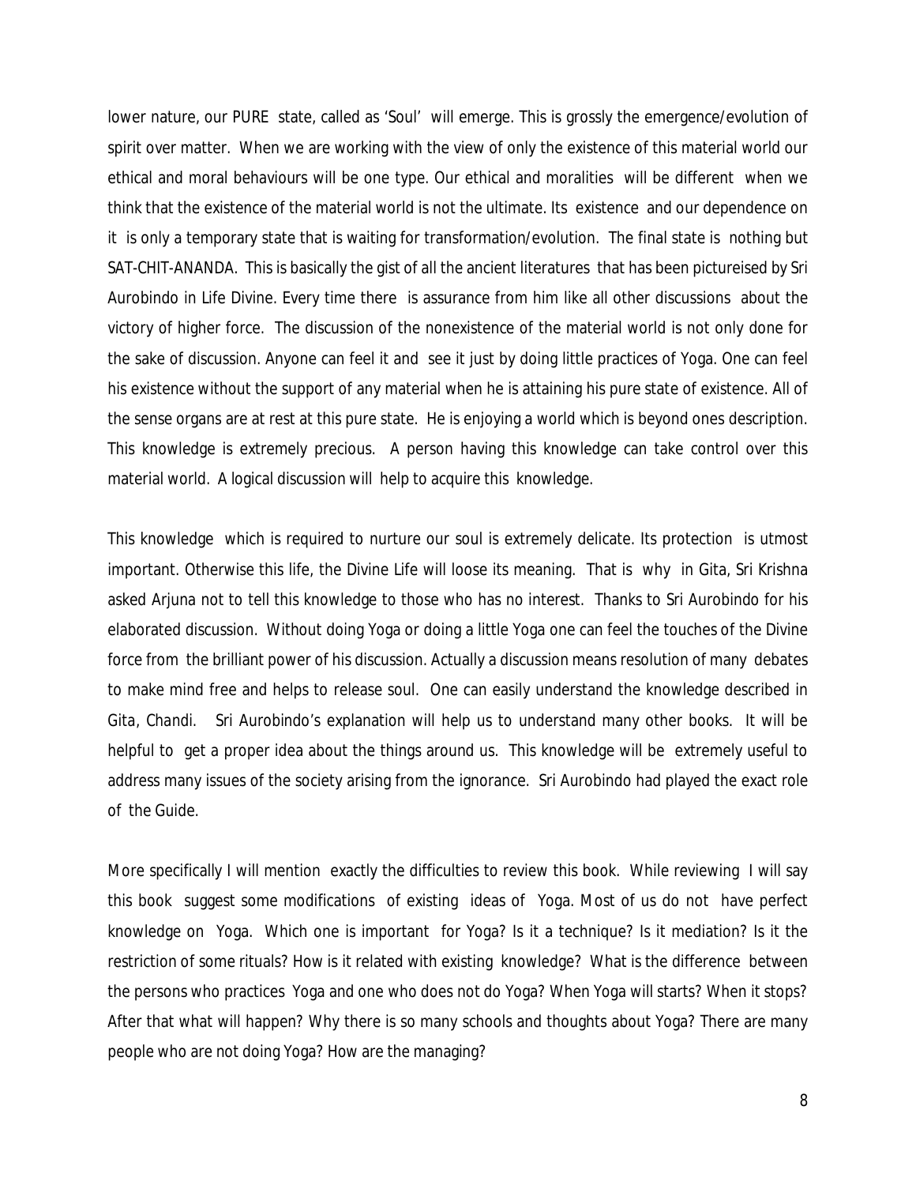lower nature, our PURE state, called as 'Soul' will emerge. This is grossly the emergence/evolution of spirit over matter. When we are working with the view of only the existence of this material world our ethical and moral behaviours will be one type. Our ethical and moralities will be different when we think that the existence of the material world is not the ultimate. Its existence and our dependence on it is only a temporary state that is waiting for transformation/evolution. The final state is nothing but SAT-CHIT-ANANDA. This is basically the gist of all the ancient literatures that has been pictureised by Sri Aurobindo in Life Divine. Every time there is assurance from him like all other discussions about the victory of higher force. The discussion of the nonexistence of the material world is not only done for the sake of discussion. Anyone can feel it and see it just by doing little practices of Yoga. One can feel his existence without the support of any material when he is attaining his pure state of existence. All of the sense organs are at rest at this pure state. He is enjoying a world which is beyond ones description. This knowledge is extremely precious. A person having this knowledge can take control over this material world. A logical discussion will help to acquire this knowledge.

This knowledge which is required to nurture our soul is extremely delicate. Its protection is utmost important. Otherwise this life, the Divine Life will loose its meaning. That is why in Gita, Sri Krishna asked Arjuna not to tell this knowledge to those who has no interest. Thanks to Sri Aurobindo for his elaborated discussion. Without doing Yoga or doing a little Yoga one can feel the touches of the Divine force from the brilliant power of his discussion. Actually a discussion means resolution of many debates to make mind free and helps to release soul. One can easily understand the knowledge described in Gita, Chandi. Sri Aurobindo's explanation will help us to understand many other books. It will be helpful to get a proper idea about the things around us. This knowledge will be extremely useful to address many issues of the society arising from the ignorance. Sri Aurobindo had played the exact role of the Guide.

More specifically I will mention exactly the difficulties to review this book. While reviewing I will say this book suggest some modifications of existing ideas of Yoga. Most of us do not have perfect knowledge on Yoga. Which one is important for Yoga? Is it a technique? Is it mediation? Is it the restriction of some rituals? How is it related with existing knowledge? What is the difference between the persons who practices Yoga and one who does not do Yoga? When Yoga will starts? When it stops? After that what will happen? Why there is so many schools and thoughts about Yoga? There are many people who are not doing Yoga? How are the managing?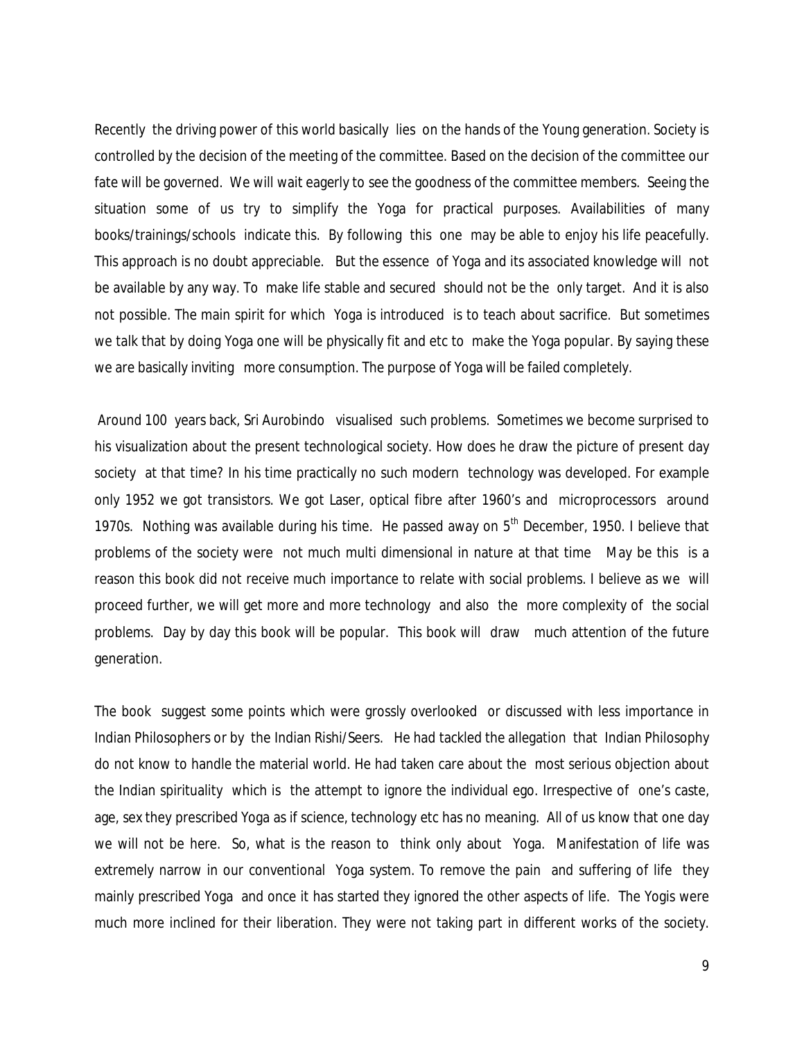Recently the driving power of this world basically lies on the hands of the Young generation. Society is controlled by the decision of the meeting of the committee. Based on the decision of the committee our fate will be governed. We will wait eagerly to see the goodness of the committee members. Seeing the situation some of us try to simplify the Yoga for practical purposes. Availabilities of many books/trainings/schools indicate this. By following this one may be able to enjoy his life peacefully. This approach is no doubt appreciable. But the essence of Yoga and its associated knowledge will not be available by any way. To make life stable and secured should not be the only target. And it is also not possible. The main spirit for which Yoga is introduced is to teach about sacrifice. But sometimes we talk that by doing Yoga one will be physically fit and etc to make the Yoga popular. By saying these we are basically inviting more consumption. The purpose of Yoga will be failed completely.

Around 100 years back, Sri Aurobindo visualised such problems. Sometimes we become surprised to his visualization about the present technological society. How does he draw the picture of present day society at that time? In his time practically no such modern technology was developed. For example only 1952 we got transistors. We got Laser, optical fibre after 1960's and microprocessors around 1970s. Nothing was available during his time. He passed away on 5th December, 1950. I believe that problems of the society were not much multi dimensional in nature at that time May be this is a reason this book did not receive much importance to relate with social problems. I believe as we will proceed further, we will get more and more technology and also the more complexity of the social problems. Day by day this book will be popular. This book will draw much attention of the future generation.

The book suggest some points which were grossly overlooked or discussed with less importance in Indian Philosophers or by the Indian Rishi/Seers. He had tackled the allegation that Indian Philosophy do not know to handle the material world. He had taken care about the most serious objection about the Indian spirituality which is the attempt to ignore the individual ego. Irrespective of one's caste, age, sex they prescribed Yoga as if science, technology etc has no meaning. All of us know that one day we will not be here. So, what is the reason to think only about Yoga. Manifestation of life was extremely narrow in our conventional Yoga system. To remove the pain and suffering of life they mainly prescribed Yoga and once it has started they ignored the other aspects of life. The Yogis were much more inclined for their liberation. They were not taking part in different works of the society.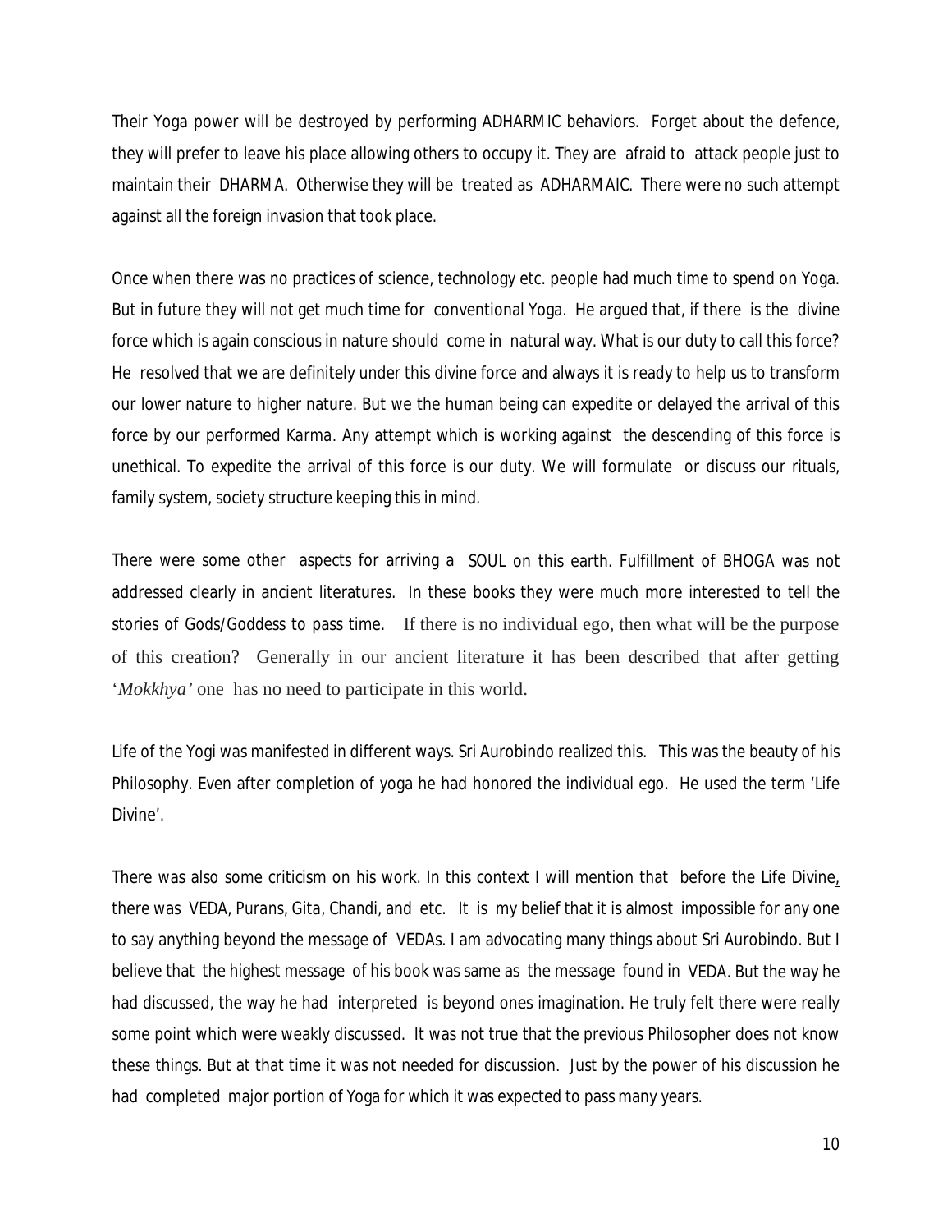Their Yoga power will be destroyed by performing ADHARMIC behaviors. Forget about the defence, they will prefer to leave his place allowing others to occupy it. They are afraid to attack people just to maintain their DHARMA. Otherwise they will be treated as ADHARMAIC. There were no such attempt against all the foreign invasion that took place.

Once when there was no practices of science, technology etc. people had much time to spend on Yoga. But in future they will not get much time for conventional Yoga. He argued that, if there is the divine force which is again conscious in nature should come in natural way. What is our duty to call this force? He resolved that we are definitely under this divine force and always it is ready to help us to transform our lower nature to higher nature. But we the human being can expedite or delayed the arrival of this force by our performed Karma. Any attempt which is working against the descending of this force is unethical. To expedite the arrival of this force is our duty. We will formulate or discuss our rituals, family system, society structure keeping this in mind.

There were some other aspects for arriving a SOUL on this earth. Fulfillment of BHOGA was not addressed clearly in ancient literatures. In these books they were much more interested to tell the stories of Gods/Goddess to pass time. If there is no individual ego, then what will be the purpose of this creation? Generally in our ancient literature it has been described that after getting '*Mokkhya*' one has no need to participate in this world.

Life of the Yogi was manifested in different ways. Sri Aurobindo realized this. This was the beauty of his Philosophy. Even after completion of yoga he had honored the individual ego. He used the term 'Life Divine'.

There was also some criticism on his work. In this context I will mention that before the Life Divine, there was VEDA, Purans, Gita, Chandi, and etc. It is my belief that it is almost impossible for any one to say anything beyond the message of VEDAs. I am advocating many things about Sri Aurobindo. But I believe that the highest message of his book was same as the message found in VEDA. But the way he had discussed, the way he had interpreted is beyond ones imagination. He truly felt there were really some point which were weakly discussed. It was not true that the previous Philosopher does not know these things. But at that time it was not needed for discussion. Just by the power of his discussion he had completed major portion of Yoga for which it was expected to pass many years.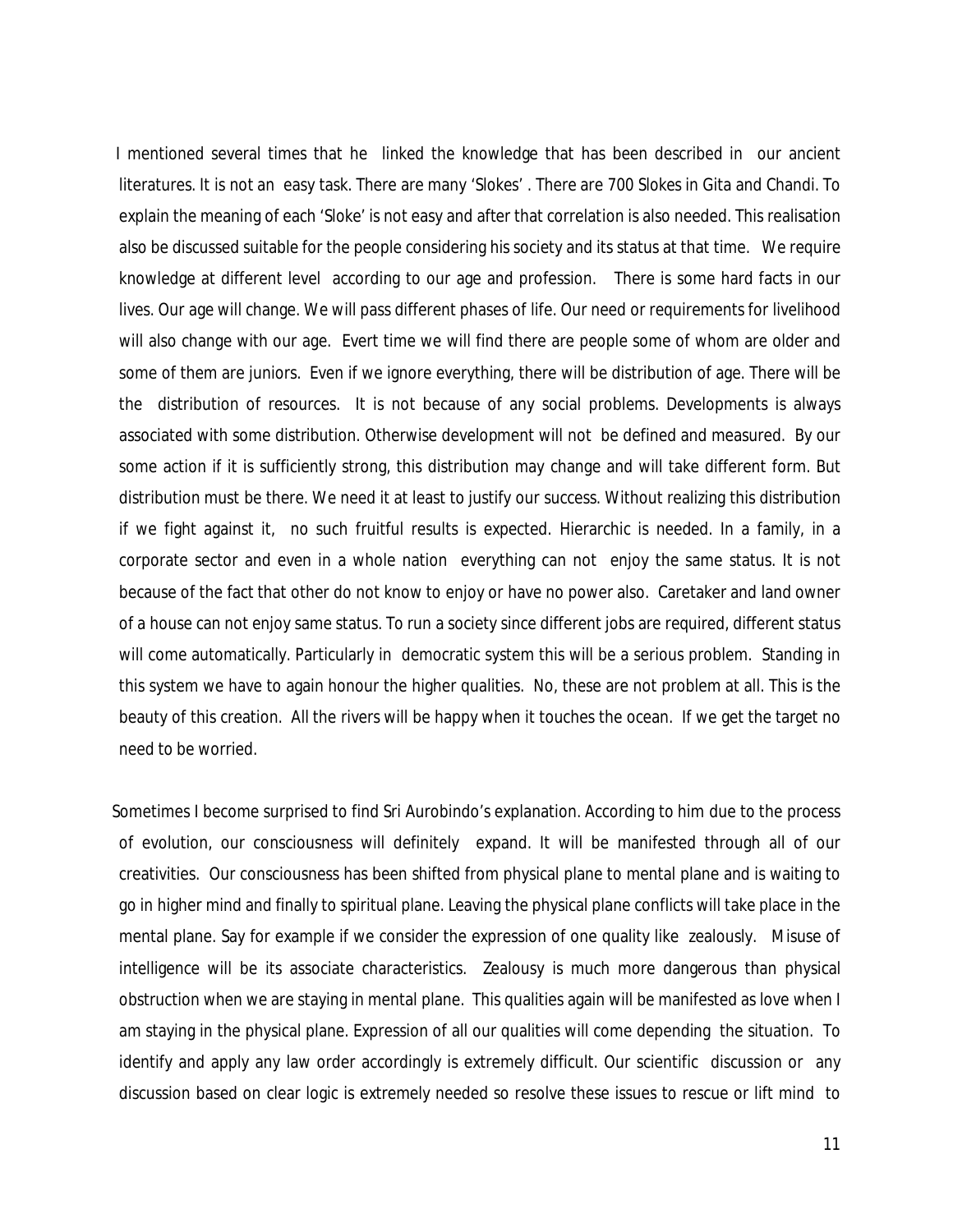I mentioned several times that he linked the knowledge that has been described in our ancient literatures. It is not an easy task. There are many 'Slokes' . There are 700 Slokes in Gita and Chandi. To explain the meaning of each 'Sloke' is not easy and after that correlation is also needed. This realisation also be discussed suitable for the people considering his society and its status at that time. We require knowledge at different level according to our age and profession. There is some hard facts in our lives. Our age will change. We will pass different phases of life. Our need or requirements for livelihood will also change with our age. Evert time we will find there are people some of whom are older and some of them are juniors. Even if we ignore everything, there will be distribution of age. There will be the distribution of resources. It is not because of any social problems. Developments is always associated with some distribution. Otherwise development will not be defined and measured. By our some action if it is sufficiently strong, this distribution may change and will take different form. But distribution must be there. We need it at least to justify our success. Without realizing this distribution if we fight against it, no such fruitful results is expected. Hierarchic is needed. In a family, in a corporate sector and even in a whole nation everything can not enjoy the same status. It is not because of the fact that other do not know to enjoy or have no power also. Caretaker and land owner of a house can not enjoy same status. To run a society since different jobs are required, different status will come automatically. Particularly in democratic system this will be a serious problem. Standing in this system we have to again honour the higher qualities. No, these are not problem at all. This is the beauty of this creation. All the rivers will be happy when it touches the ocean. If we get the target no need to be worried.

Sometimes I become surprised to find Sri Aurobindo's explanation. According to him due to the process of evolution, our consciousness will definitely expand. It will be manifested through all of our creativities. Our consciousness has been shifted from physical plane to mental plane and is waiting to go in higher mind and finally to spiritual plane. Leaving the physical plane conflicts will take place in the mental plane. Say for example if we consider the expression of one quality like zealously. Misuse of intelligence will be its associate characteristics. Zealousy is much more dangerous than physical obstruction when we are staying in mental plane. This qualities again will be manifested as love when I am staying in the physical plane. Expression of all our qualities will come depending the situation. To identify and apply any law order accordingly is extremely difficult. Our scientific discussion or any discussion based on clear logic is extremely needed so resolve these issues to rescue or lift mind to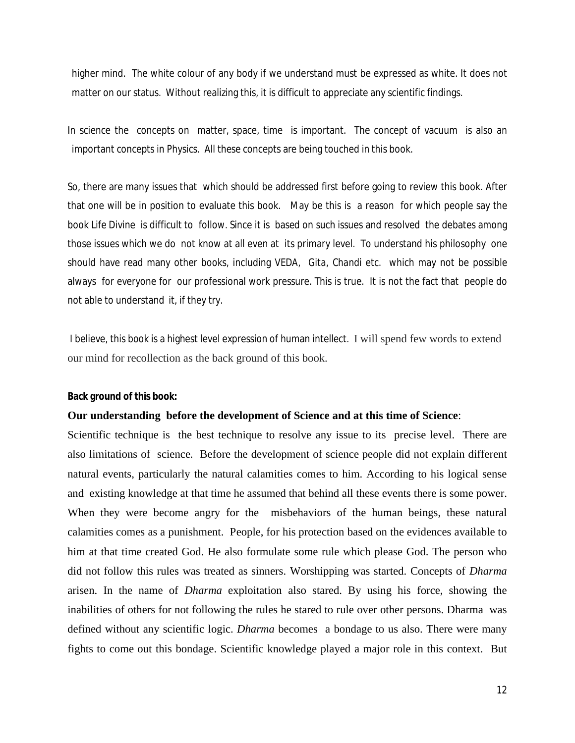higher mind. The white colour of any body if we understand must be expressed as white. It does not matter on our status. Without realizing this, it is difficult to appreciate any scientific findings.

In science the concepts on matter, space, time is important. The concept of vacuum is also an important concepts in Physics. All these concepts are being touched in this book.

So, there are many issues that which should be addressed first before going to review this book. After that one will be in position to evaluate this book. May be this is a reason for which people say the book Life Divine is difficult to follow. Since it is based on such issues and resolved the debates among those issues which we do not know at all even at its primary level. To understand his philosophy one should have read many other books, including VEDA, Gita, Chandi etc. which may not be possible always for everyone for our professional work pressure. This is true. It is not the fact that people do not able to understand it, if they try.

I believe, this book is a highest level expression of human intellect. I will spend few words to extend our mind for recollection as the back ground of this book.

**Back ground of this book:**

**Our understanding before the development of Science and at this time of Science**:

Scientific technique is the best technique to resolve any issue to its precise level. There are also limitations of science. Before the development of science people did not explain different natural events, particularly the natural calamities comes to him. According to his logical sense and existing knowledge at that time he assumed that behind all these events there is some power. When they were become angry for the misbehaviors of the human beings, these natural calamities comes as a punishment. People, for his protection based on the evidences available to him at that time created God. He also formulate some rule which please God. The person who did not follow this rules was treated as sinners. Worshipping was started. Concepts of *Dharma* arisen. In the name of *Dharma* exploitation also stared. By using his force, showing the inabilities of others for not following the rules he stared to rule over other persons. Dharma was defined without any scientific logic. *Dharma* becomes a bondage to us also. There were many fights to come out this bondage. Scientific knowledge played a major role in this context. But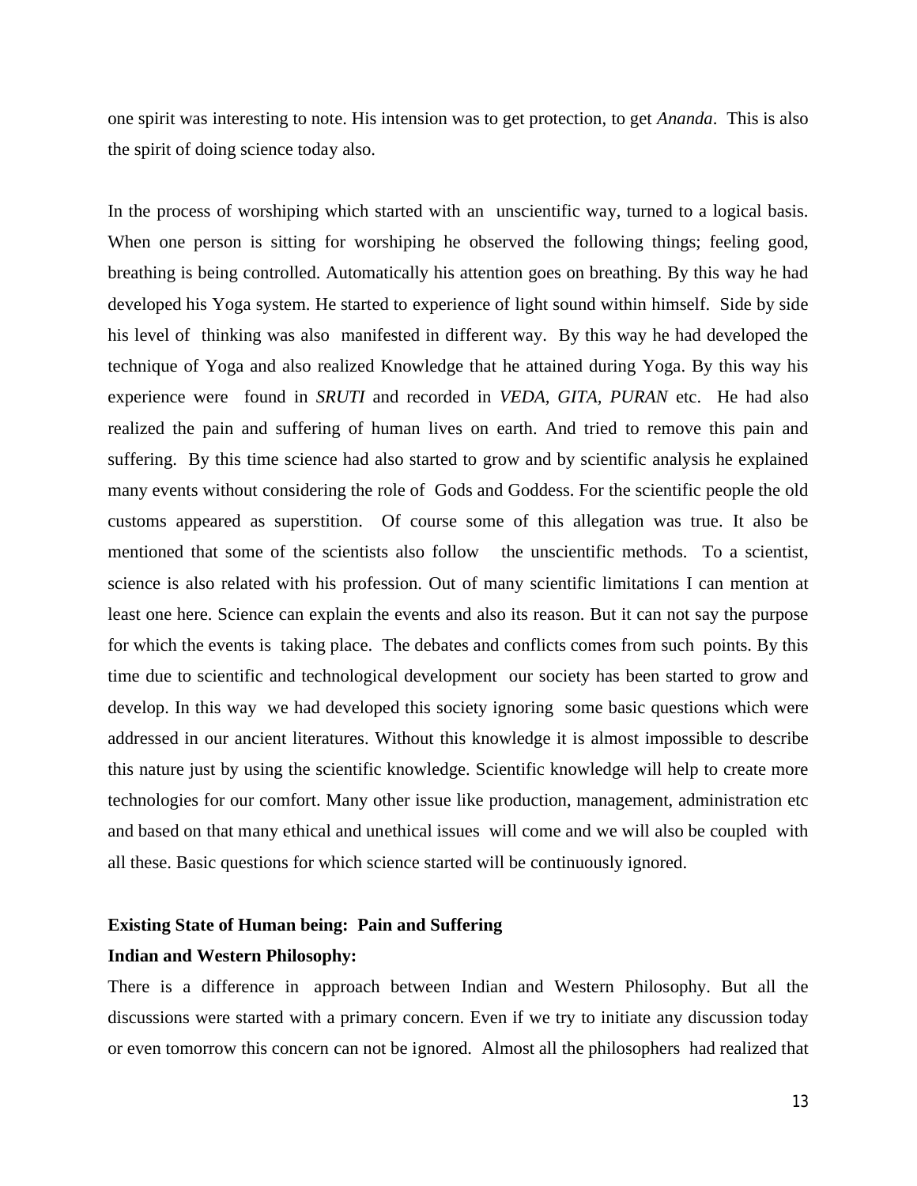one spirit was interesting to note. His intension was to get protection, to get *Ananda*. This is also the spirit of doing science today also.

In the process of worshiping which started with an unscientific way, turned to a logical basis. When one person is sitting for worshiping he observed the following things; feeling good, breathing is being controlled. Automatically his attention goes on breathing. By this way he had developed his Yoga system. He started to experience of light sound within himself. Side by side his level of thinking was also manifested in different way. By this way he had developed the technique of Yoga and also realized Knowledge that he attained during Yoga. By this way his experience were found in *SRUTI* and recorded in *VEDA, GITA, PURAN* etc. He had also realized the pain and suffering of human lives on earth. And tried to remove this pain and suffering. By this time science had also started to grow and by scientific analysis he explained many events without considering the role of Gods and Goddess. For the scientific people the old customs appeared as superstition. Of course some of this allegation was true. It also be mentioned that some of the scientists also follow the unscientific methods. To a scientist, science is also related with his profession. Out of many scientific limitations I can mention at least one here. Science can explain the events and also its reason. But it can not say the purpose for which the events is taking place. The debates and conflicts comes from such points. By this time due to scientific and technological development our society has been started to grow and develop. In this way we had developed this society ignoring some basic questions which were addressed in our ancient literatures. Without this knowledge it is almost impossible to describe this nature just by using the scientific knowledge. Scientific knowledge will help to create more technologies for our comfort. Many other issue like production, management, administration etc and based on that many ethical and unethical issues will come and we will also be coupled with all these. Basic questions for which science started will be continuously ignored.

**Existing State of Human being: Pain and Suffering**

**Indian and Western Philosophy:**

There is a difference in approach between Indian and Western Philosophy. But all the discussions were started with a primary concern. Even if we try to initiate any discussion today or even tomorrow this concern can not be ignored. Almost all the philosophers had realized that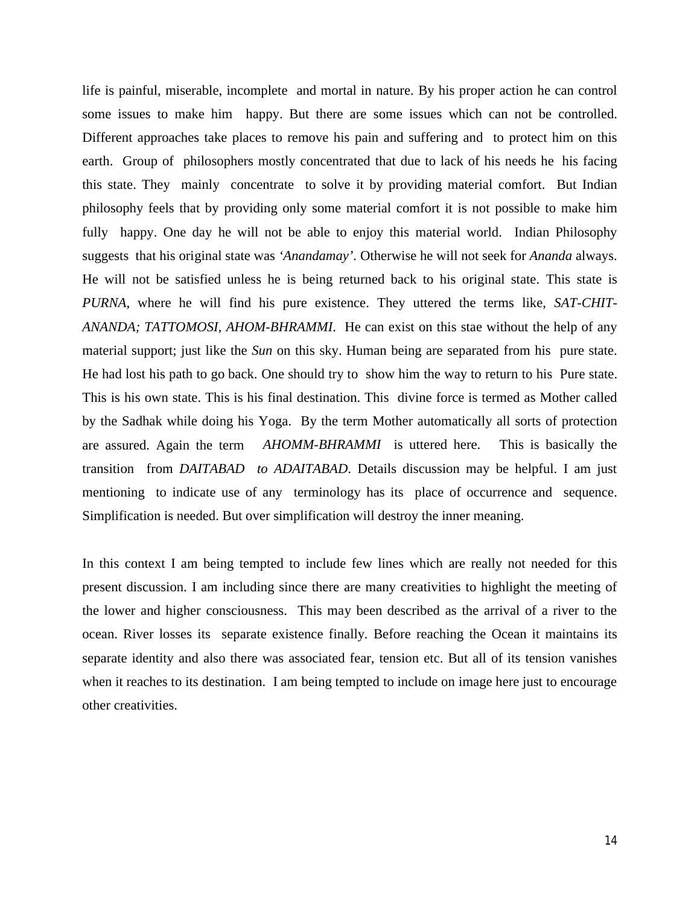life is painful, miserable, incomplete and mortal in nature. By his proper action he can control some issues to make him happy. But there are some issues which can not be controlled. Different approaches take places to remove his pain and suffering and to protect him on this earth. Group of philosophers mostly concentrated that due to lack of his needs he his facing this state. They mainly concentrate to solve it by providing material comfort. But Indian philosophy feels that by providing only some material comfort it is not possible to make him fully happy. One day he will not be able to enjoy this material world. Indian Philosophy suggests that his original state was *'Anandamay'*. Otherwise he will not seek for *Ananda* always. He will not be satisfied unless he is being returned back to his original state. This state is *PURNA*, where he will find his pure existence. They uttered the terms like, *SAT-CHIT-ANANDA; TATTOMOSI, AHOM-BHRAMMI*. He can exist on this stae without the help of any material support; just like the *Sun* on this sky. Human being are separated from his pure state. He had lost his path to go back. One should try to show him the way to return to his Pure state. This is his own state. This is his final destination. This divine force is termed as Mother called by the Sadhak while doing his Yoga. By the term Mother automatically all sorts of protection are assured. Again the term *AHOMM-BHRAMMI* is uttered here. This is basically the transition from *DAITABAD to ADAITABAD*. Details discussion may be helpful. I am just mentioning to indicate use of any terminology has its place of occurrence and sequence. Simplification is needed. But over simplification will destroy the inner meaning.

In this context I am being tempted to include few lines which are really not needed for this present discussion. I am including since there are many creativities to highlight the meeting of the lower and higher consciousness. This may been described as the arrival of a river to the ocean. River losses its separate existence finally. Before reaching the Ocean it maintains its separate identity and also there was associated fear, tension etc. But all of its tension vanishes when it reaches to its destination. I am being tempted to include on image here just to encourage other creativities.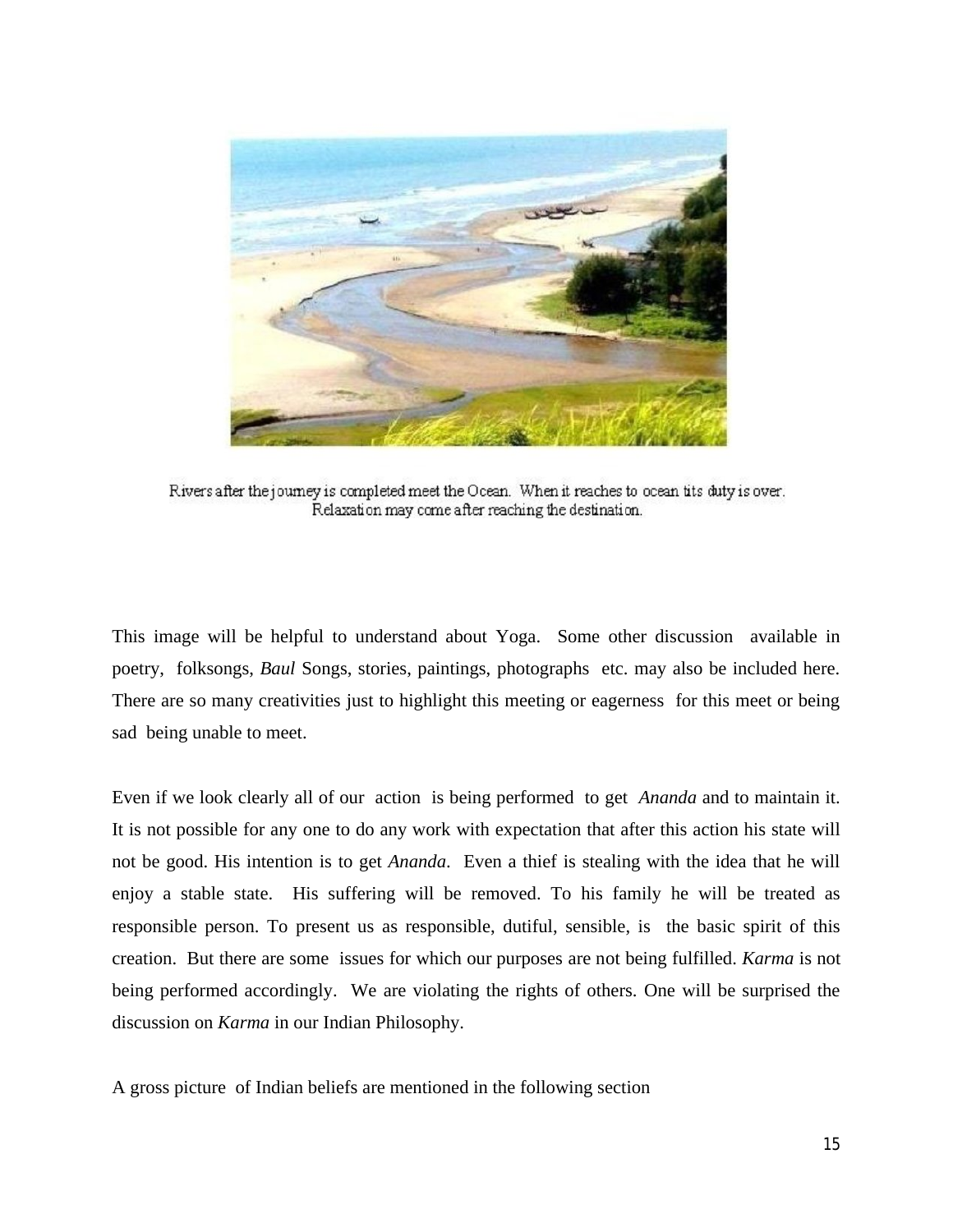Rivers after the journey is completed meet the Ocean. When it reaches to ocean tits duty is over. Relaxation may come after reaching the destination.

This image will be helpful to understand about Yoga. Some other discussion available in poetry, folksongs, *Baul* Songs, stories, paintings, photographs etc. may also be included here. There are so many creativities just to highlight this meeting or eagerness for this meet or being sad being unable to meet.

Even if we look clearly all of our action is being performed to get *Ananda* and to maintain it. It is not possible for any one to do any work with expectation that after this action his state will not be good. His intention is to get *Ananda*. Even a thief is stealing with the idea that he will enjoy a stable state. His suffering will be removed. To his family he will be treated as responsible person. To present us as responsible, dutiful, sensible, is the basic spirit of this creation. But there are some issues for which our purposes are not being fulfilled. *Karma* is not being performed accordingly. We are violating the rights of others. One will be surprised the discussion on *Karma* in our Indian Philosophy.

A gross picture of Indian beliefs are mentioned in the following section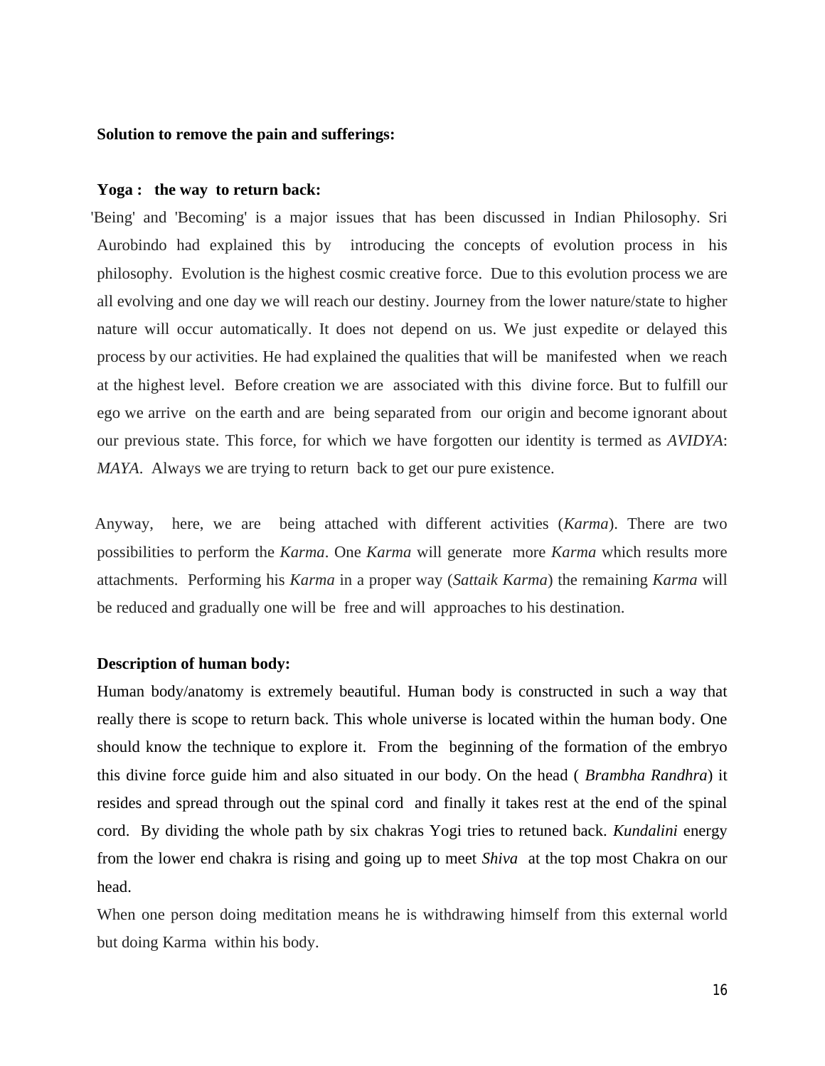**Solution to remove the pain and sufferings:**

**Yoga : the way to return back:**

'Being' and 'Becoming' is a major issues that has been discussed in Indian Philosophy. Sri Aurobindo had explained this by introducing the concepts of evolution process in his philosophy. Evolution is the highest cosmic creative force. Due to this evolution process we are all evolving and one day we will reach our destiny. Journey from the lower nature/state to higher nature will occur automatically. It does not depend on us. We just expedite or delayed this process by our activities. He had explained the qualities that will be manifested when we reach at the highest level. Before creation we are associated with this divine force. But to fulfill our ego we arrive on the earth and are being separated from our origin and become ignorant about our previous state. This force, for which we have forgotten our identity is termed as *AVIDYA*: *MAYA*. Always we are trying to return back to get our pure existence.

Anyway, here, we are being attached with different activities (*Karma*). There are two possibilities to perform the *Karma*. One *Karma* will generate more *Karma* which results more attachments. Performing his *Karma* in a proper way (*Sattaik Karma*) the remaining *Karma* will be reduced and gradually one will be free and will approaches to his destination.

**Description of human body:**

Human body/anatomy is extremely beautiful. Human body is constructed in such a way that really there is scope to return back. This whole universe is located within the human body. One should know the technique to explore it. From the beginning of the formation of the embryo this divine force guide him and also situated in our body. On the head ( *Brambha Randhra*) it resides and spread through out the spinal cord and finally it takes rest at the end of the spinal cord. By dividing the whole path by six chakras Yogi tries to retuned back. *Kundalini* energy from the lower end chakra is rising and going up to meet *Shiva* at the top most Chakra on our head.

When one person doing meditation means he is withdrawing himself from this external world but doing Karma within his body.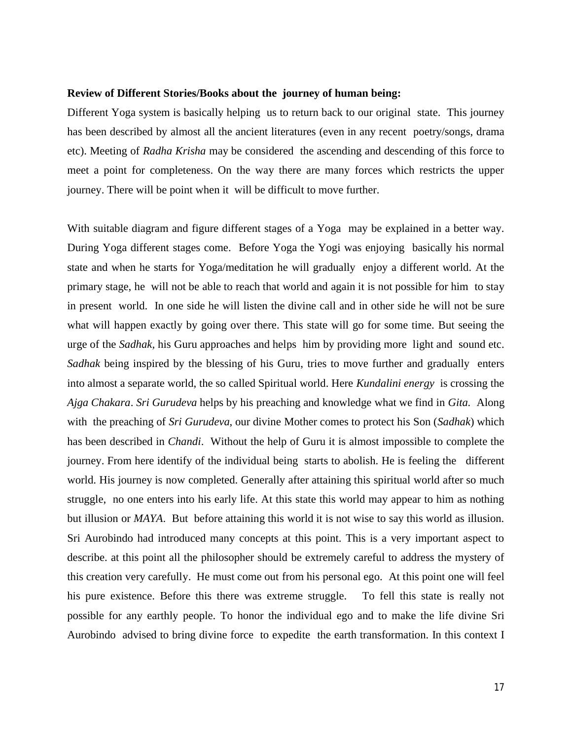**Review of Different Stories/Books about the journey of human being:**

Different Yoga system is basically helping us to return back to our original state. This journey has been described by almost all the ancient literatures (even in any recent poetry/songs, drama etc). Meeting of *Radha Krisha* may be considered the ascending and descending of this force to meet a point for completeness. On the way there are many forces which restricts the upper journey. There will be point when it will be difficult to move further.

With suitable diagram and figure different stages of a Yoga may be explained in a better way. During Yoga different stages come. Before Yoga the Yogi was enjoying basically his normal state and when he starts for Yoga/meditation he will gradually enjoy a different world. At the primary stage, he will not be able to reach that world and again it is not possible for him to stay in present world. In one side he will listen the divine call and in other side he will not be sure what will happen exactly by going over there. This state will go for some time. But seeing the urge of the *Sadhak*, his Guru approaches and helps him by providing more light and sound etc. *Sadhak* being inspired by the blessing of his Guru, tries to move further and gradually enters into almost a separate world, the so called Spiritual world. Here *Kundalini energy* is crossing the *Ajga Chakara*. *Sri Gurudeva* helps by his preaching and knowledge what we find in *Gita.* Along with the preaching of *Sri Gurudeva*, our divine Mother comes to protect his Son (*Sadhak*) which has been described in *Chandi*. Without the help of Guru it is almost impossible to complete the journey. From here identify of the individual being starts to abolish. He is feeling the different world. His journey is now completed. Generally after attaining this spiritual world after so much struggle, no one enters into his early life. At this state this world may appear to him as nothing but illusion or *MAYA*. But before attaining this world it is not wise to say this world as illusion. Sri Aurobindo had introduced many concepts at this point. This is a very important aspect to describe. at this point all the philosopher should be extremely careful to address the mystery of this creation very carefully. He must come out from his personal ego. At this point one will feel his pure existence. Before this there was extreme struggle. To fell this state is really not possible for any earthly people. To honor the individual ego and to make the life divine Sri Aurobindo advised to bring divine force to expedite the earth transformation. In this context I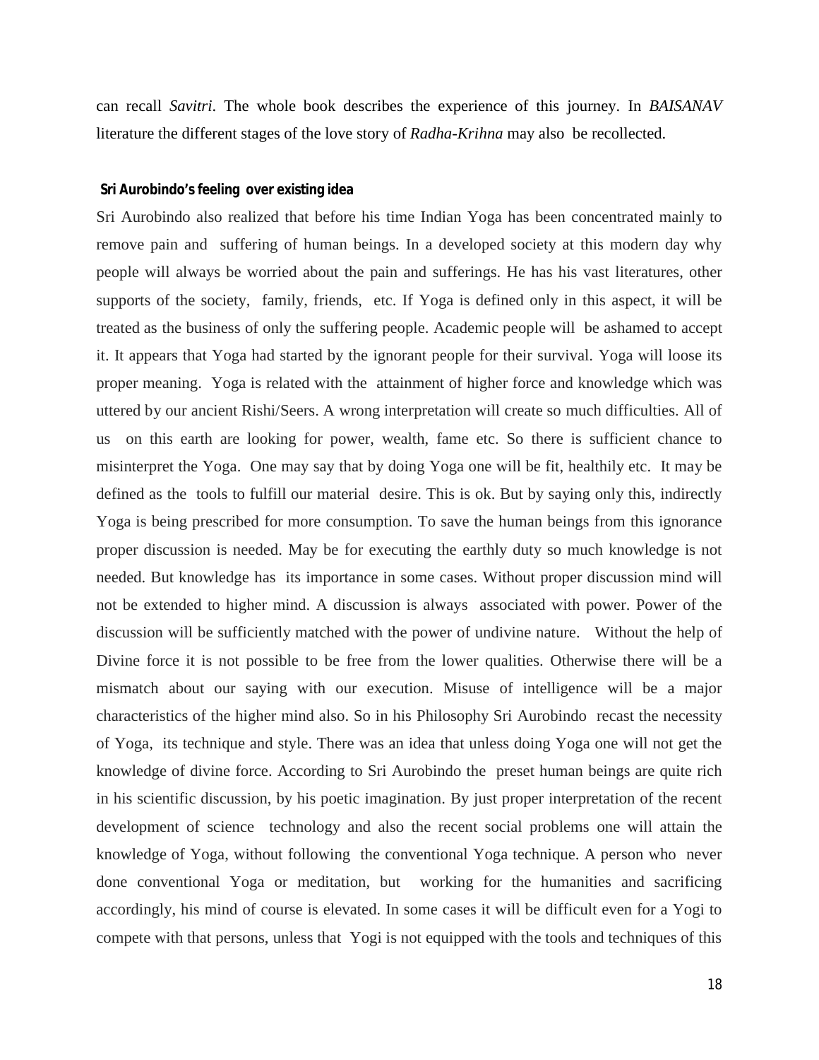can recall *Savitri*. The whole book describes the experience of this journey. In *BAISANAV* literature the different stages of the love story of *Radha-Krihna* may also be recollected.

**Sri Aurobindo's feeling over existing idea**

Sri Aurobindo also realized that before his time Indian Yoga has been concentrated mainly to remove pain and suffering of human beings. In a developed society at this modern day why people will always be worried about the pain and sufferings. He has his vast literatures, other supports of the society, family, friends, etc. If Yoga is defined only in this aspect, it will be treated as the business of only the suffering people. Academic people will be ashamed to accept it. It appears that Yoga had started by the ignorant people for their survival. Yoga will loose its proper meaning. Yoga is related with the attainment of higher force and knowledge which was uttered by our ancient Rishi/Seers. A wrong interpretation will create so much difficulties. All of us on this earth are looking for power, wealth, fame etc. So there is sufficient chance to misinterpret the Yoga. One may say that by doing Yoga one will be fit, healthily etc. It may be defined as the tools to fulfill our material desire. This is ok. But by saying only this, indirectly Yoga is being prescribed for more consumption. To save the human beings from this ignorance proper discussion is needed. May be for executing the earthly duty so much knowledge is not needed. But knowledge has its importance in some cases. Without proper discussion mind will not be extended to higher mind. A discussion is always associated with power. Power of the discussion will be sufficiently matched with the power of undivine nature. Without the help of Divine force it is not possible to be free from the lower qualities. Otherwise there will be a mismatch about our saying with our execution. Misuse of intelligence will be a major characteristics of the higher mind also. So in his Philosophy Sri Aurobindo recast the necessity of Yoga, its technique and style. There was an idea that unless doing Yoga one will not get the knowledge of divine force. According to Sri Aurobindo the preset human beings are quite rich in his scientific discussion, by his poetic imagination. By just proper interpretation of the recent development of science technology and also the recent social problems one will attain the knowledge of Yoga, without following the conventional Yoga technique. A person who never done conventional Yoga or meditation, but working for the humanities and sacrificing accordingly, his mind of course is elevated. In some cases it will be difficult even for a Yogi to compete with that persons, unless that Yogi is not equipped with the tools and techniques of this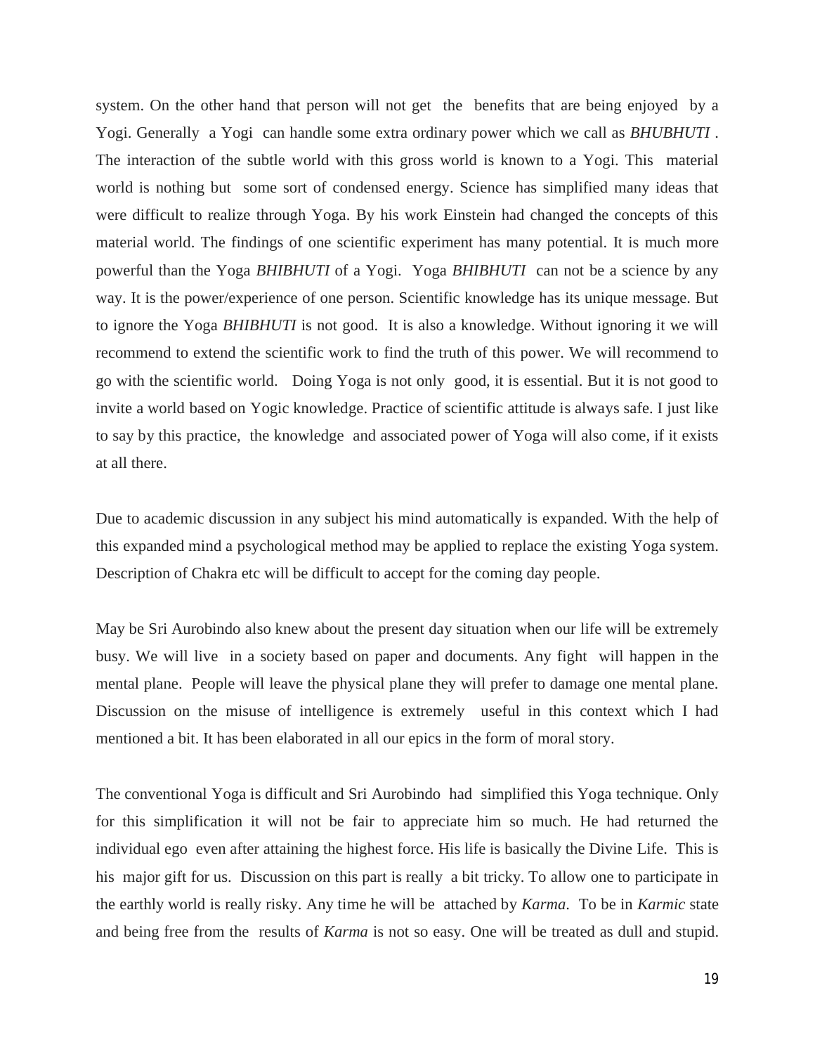system. On the other hand that person will not get the benefits that are being enjoyed by a Yogi. Generally a Yogi can handle some extra ordinary power which we call as *BHUBHUTI* . The interaction of the subtle world with this gross world is known to a Yogi. This material world is nothing but some sort of condensed energy. Science has simplified many ideas that were difficult to realize through Yoga. By his work Einstein had changed the concepts of this material world. The findings of one scientific experiment has many potential. It is much more powerful than the Yoga *BHIBHUTI* of a Yogi. Yoga *BHIBHUTI* can not be a science by any way. It is the power/experience of one person. Scientific knowledge has its unique message. But to ignore the Yoga *BHIBHUTI* is not good. It is also a knowledge. Without ignoring it we will recommend to extend the scientific work to find the truth of this power. We will recommend to go with the scientific world. Doing Yoga is not only good, it is essential. But it is not good to invite a world based on Yogic knowledge. Practice of scientific attitude is always safe. I just like to say by this practice, the knowledge and associated power of Yoga will also come, if it exists at all there.

Due to academic discussion in any subject his mind automatically is expanded. With the help of this expanded mind a psychological method may be applied to replace the existing Yoga system. Description of Chakra etc will be difficult to accept for the coming day people.

May be Sri Aurobindo also knew about the present day situation when our life will be extremely busy. We will live in a society based on paper and documents. Any fight will happen in the mental plane. People will leave the physical plane they will prefer to damage one mental plane. Discussion on the misuse of intelligence is extremely useful in this context which I had mentioned a bit. It has been elaborated in all our epics in the form of moral story.

The conventional Yoga is difficult and Sri Aurobindo had simplified this Yoga technique. Only for this simplification it will not be fair to appreciate him so much. He had returned the individual ego even after attaining the highest force. His life is basically the Divine Life. This is his major gift for us. Discussion on this part is really a bit tricky. To allow one to participate in the earthly world is really risky. Any time he will be attached by *Karma*. To be in *Karmic* state and being free from the results of *Karma* is not so easy. One will be treated as dull and stupid.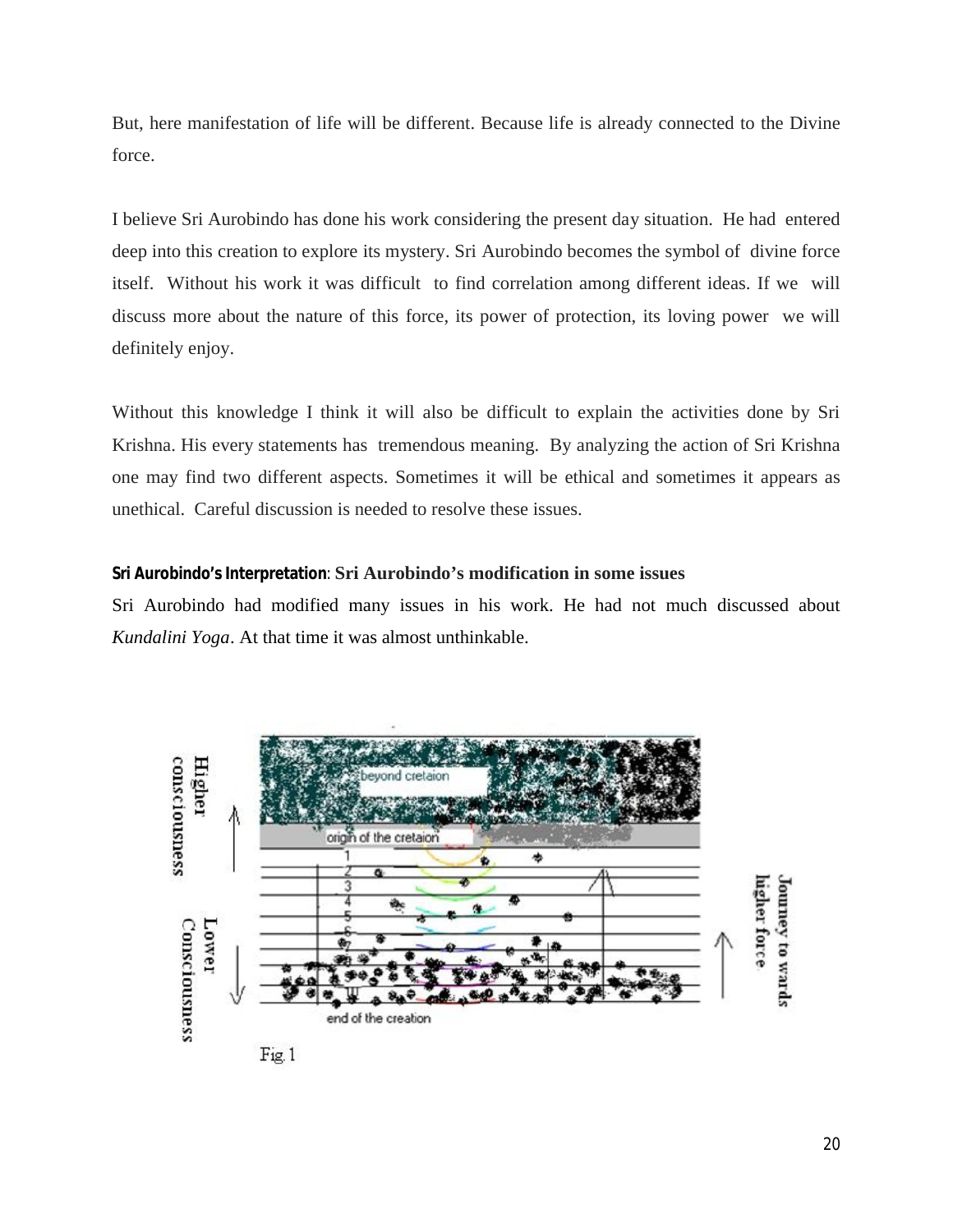But, here manifestation of life will be different. Because life is already connected to the Divine force.

I believe Sri Aurobindo has done his work considering the present day situation. He had entered deep into this creation to explore its mystery. Sri Aurobindo becomes the symbol of divine force itself. Without his work it was difficult to find correlation among different ideas. If we will discuss more about the nature of this force, its power of protection, its loving power we will definitely enjoy.

Without this knowledge I think it will also be difficult to explain the activities done by Sri Krishna. His every statements has tremendous meaning. By analyzing the action of Sri Krishna one may find two different aspects. Sometimes it will be ethical and sometimes it appears as unethical. Careful discussion is needed to resolve these issues.

**Sri Aurobindo's Interpretation**: **Sri Aurobindo's modification in some issues**

Sri Aurobindo had modified many issues in his work. He had not much discussed about *Kundalini Yoga*. At that time it was almost unthinkable.

Fig. 1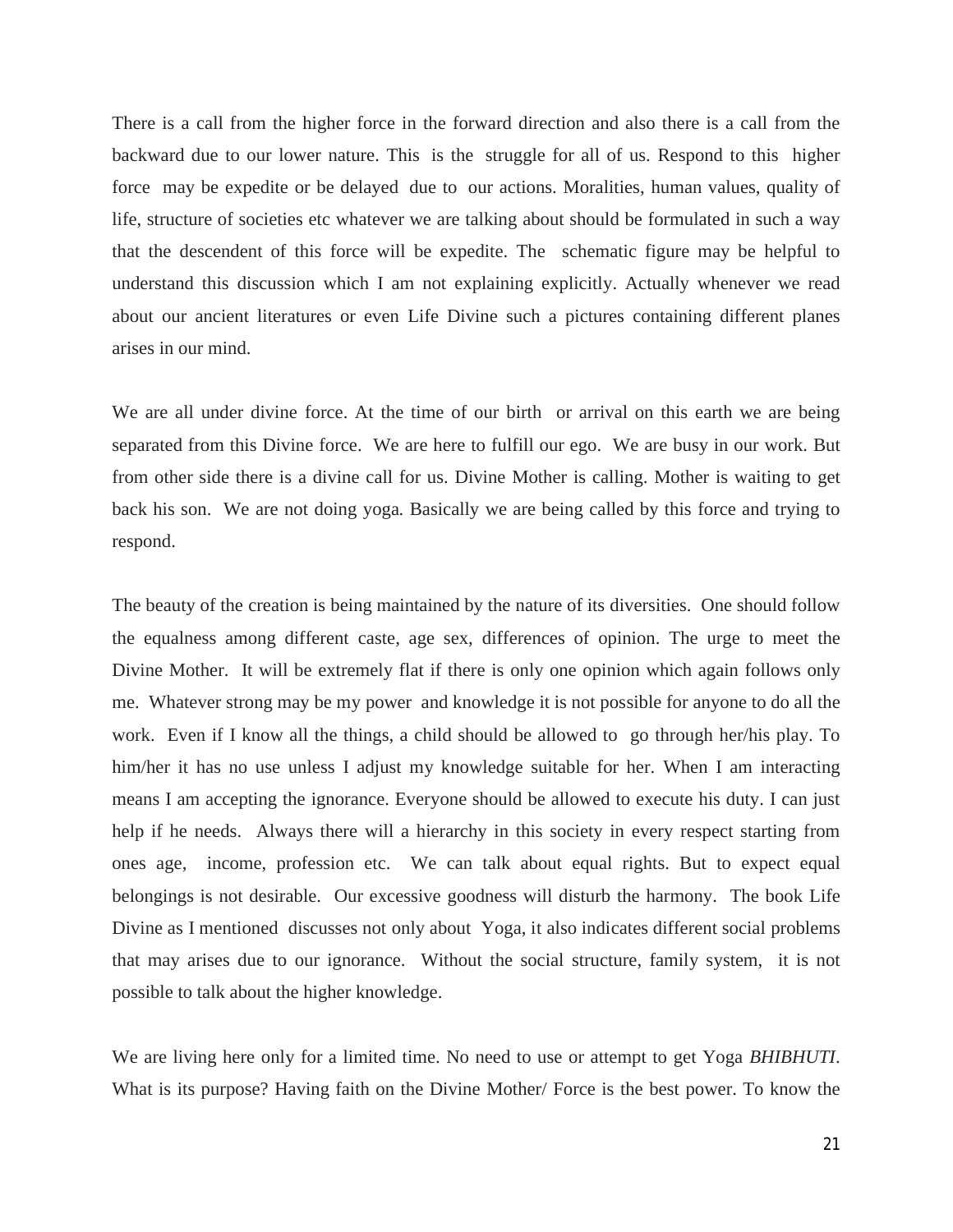There is a call from the higher force in the forward direction and also there is a call from the backward due to our lower nature. This is the struggle for all of us. Respond to this higher force may be expedite or be delayed due to our actions. Moralities, human values, quality of life, structure of societies etc whatever we are talking about should be formulated in such a way that the descendent of this force will be expedite. The schematic figure may be helpful to understand this discussion which I am not explaining explicitly. Actually whenever we read about our ancient literatures or even Life Divine such a pictures containing different planes arises in our mind.

We are all under divine force. At the time of our birth or arrival on this earth we are being separated from this Divine force. We are here to fulfill our ego. We are busy in our work. But from other side there is a divine call for us. Divine Mother is calling. Mother is waiting to get back his son. We are not doing yoga. Basically we are being called by this force and trying to respond.

The beauty of the creation is being maintained by the nature of its diversities. One should follow the equalness among different caste, age sex, differences of opinion. The urge to meet the Divine Mother. It will be extremely flat if there is only one opinion which again follows only me. Whatever strong may be my power and knowledge it is not possible for anyone to do all the work. Even if I know all the things, a child should be allowed to go through her/his play. To him/her it has no use unless I adjust my knowledge suitable for her. When I am interacting means I am accepting the ignorance. Everyone should be allowed to execute his duty. I can just help if he needs. Always there will a hierarchy in this society in every respect starting from ones age, income, profession etc. We can talk about equal rights. But to expect equal belongings is not desirable. Our excessive goodness will disturb the harmony. The book Life Divine as I mentioned discusses not only about Yoga, it also indicates different social problems that may arises due to our ignorance. Without the social structure, family system, it is not possible to talk about the higher knowledge.

We are living here only for a limited time. No need to use or attempt to get Yoga *BHIBHUTI*. What is its purpose? Having faith on the Divine Mother/ Force is the best power. To know the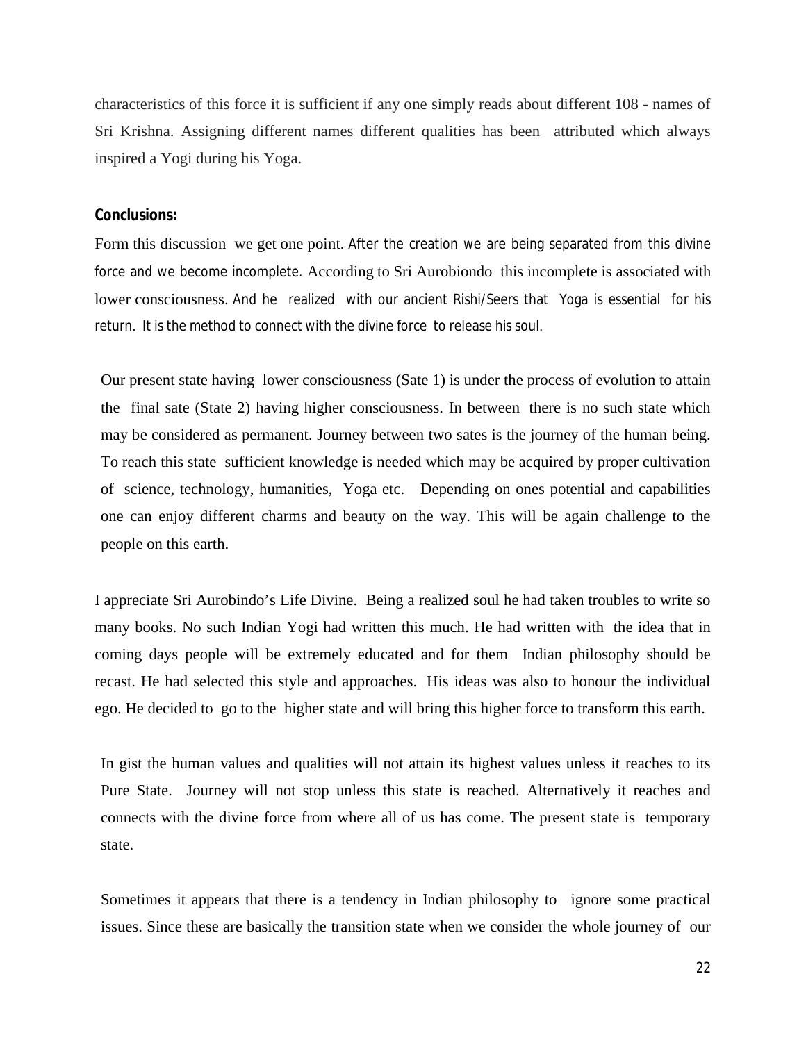characteristics of this force it is sufficient if any one simply reads about different 108 - names of Sri Krishna. Assigning different names different qualities has been attributed which always inspired a Yogi during his Yoga.

**Conclusions:**

Form this discussion we get one point. After the creation we are being separated from this divine force and we become incomplete. According to Sri Aurobiondo this incomplete is associated with lower consciousness. And he realized with our ancient Rishi/Seers that Yoga is essential for his return. It is the method to connect with the divine force to release his soul.

Our present state having lower consciousness (Sate 1) is under the process of evolution to attain the final sate (State 2) having higher consciousness. In between there is no such state which may be considered as permanent. Journey between two sates is the journey of the human being. To reach this state sufficient knowledge is needed which may be acquired by proper cultivation of science, technology, humanities, Yoga etc. Depending on ones potential and capabilities one can enjoy different charms and beauty on the way. This will be again challenge to the people on this earth.

I appreciate Sri Aurobindo's Life Divine. Being a realized soul he had taken troubles to write so many books. No such Indian Yogi had written this much. He had written with the idea that in coming days people will be extremely educated and for them Indian philosophy should be recast. He had selected this style and approaches. His ideas was also to honour the individual ego. He decided to go to the higher state and will bring this higher force to transform this earth.

In gist the human values and qualities will not attain its highest values unless it reaches to its Pure State. Journey will not stop unless this state is reached. Alternatively it reaches and connects with the divine force from where all of us has come. The present state is temporary state.

Sometimes it appears that there is a tendency in Indian philosophy to ignore some practical issues. Since these are basically the transition state when we consider the whole journey of our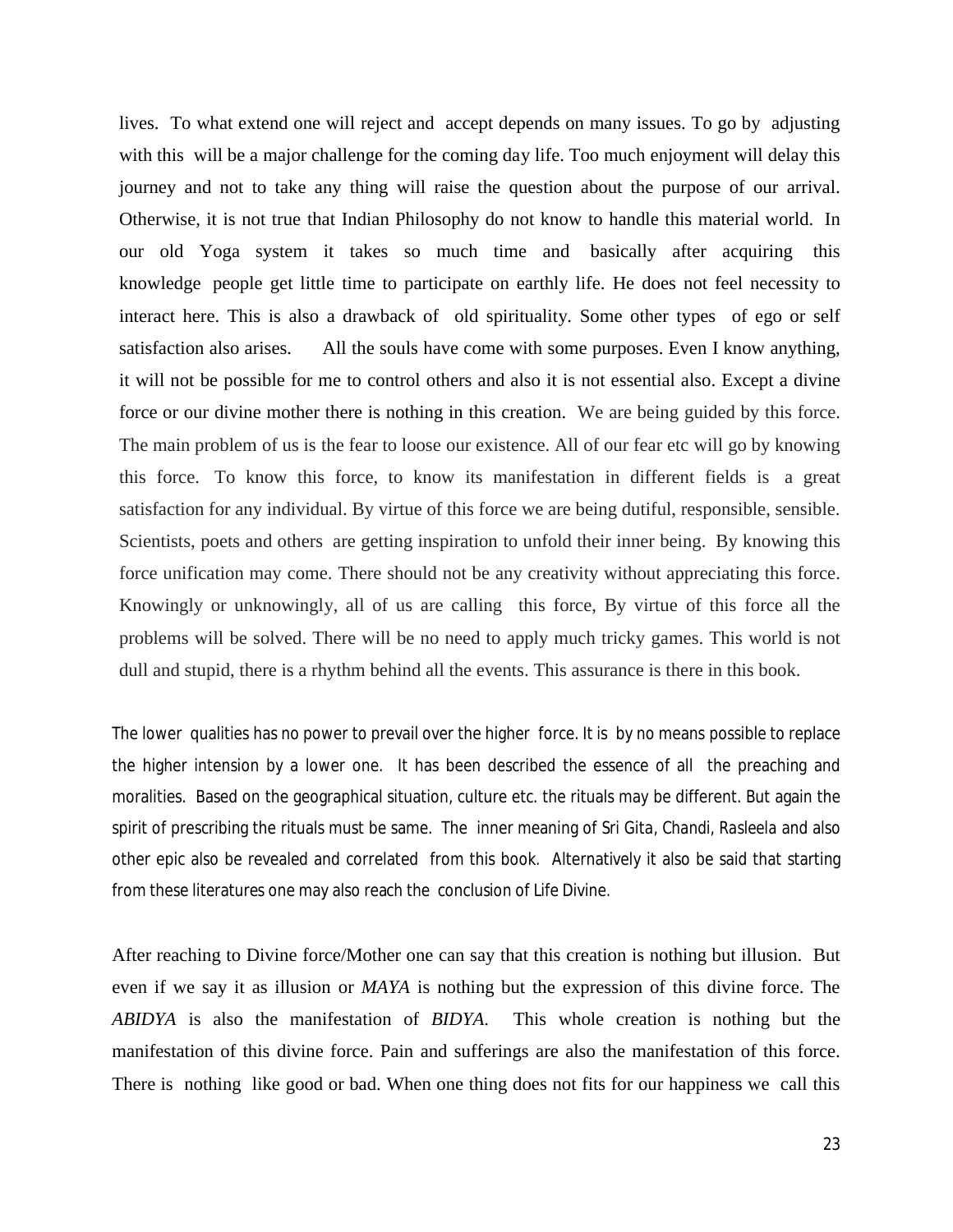lives. To what extend one will reject and accept depends on many issues. To go by adjusting with this will be a major challenge for the coming day life. Too much enjoyment will delay this journey and not to take any thing will raise the question about the purpose of our arrival. Otherwise, it is not true that Indian Philosophy do not know to handle this material world. In our old Yoga system it takes so much time and basically after acquiring this knowledge people get little time to participate on earthly life. He does not feel necessity to interact here. This is also a drawback of old spirituality. Some other types of ego or self satisfaction also arises. All the souls have come with some purposes. Even I know anything, it will not be possible for me to control others and also it is not essential also. Except a divine force or our divine mother there is nothing in this creation. We are being guided by this force. The main problem of us is the fear to loose our existence. All of our fear etc will go by knowing this force. To know this force, to know its manifestation in different fields is a great satisfaction for any individual. By virtue of this force we are being dutiful, responsible, sensible. Scientists, poets and others are getting inspiration to unfold their inner being. By knowing this force unification may come. There should not be any creativity without appreciating this force. Knowingly or unknowingly, all of us are calling this force, By virtue of this force all the problems will be solved. There will be no need to apply much tricky games. This world is not dull and stupid, there is a rhythm behind all the events. This assurance is there in this book.

The lower qualities has no power to prevail over the higher force. It is by no means possible to replace the higher intension by a lower one. It has been described the essence of all the preaching and moralities. Based on the geographical situation, culture etc. the rituals may be different. But again the spirit of prescribing the rituals must be same. The inner meaning of Sri Gita, Chandi, Rasleela and also other epic also be revealed and correlated from this book. Alternatively it also be said that starting from these literatures one may also reach the conclusion of Life Divine.

After reaching to Divine force/Mother one can say that this creation is nothing but illusion. But even if we say it as illusion or *MAYA* is nothing but the expression of this divine force. The *ABIDYA* is also the manifestation of *BIDYA*. This whole creation is nothing but the manifestation of this divine force. Pain and sufferings are also the manifestation of this force. There is nothing like good or bad. When one thing does not fits for our happiness we call this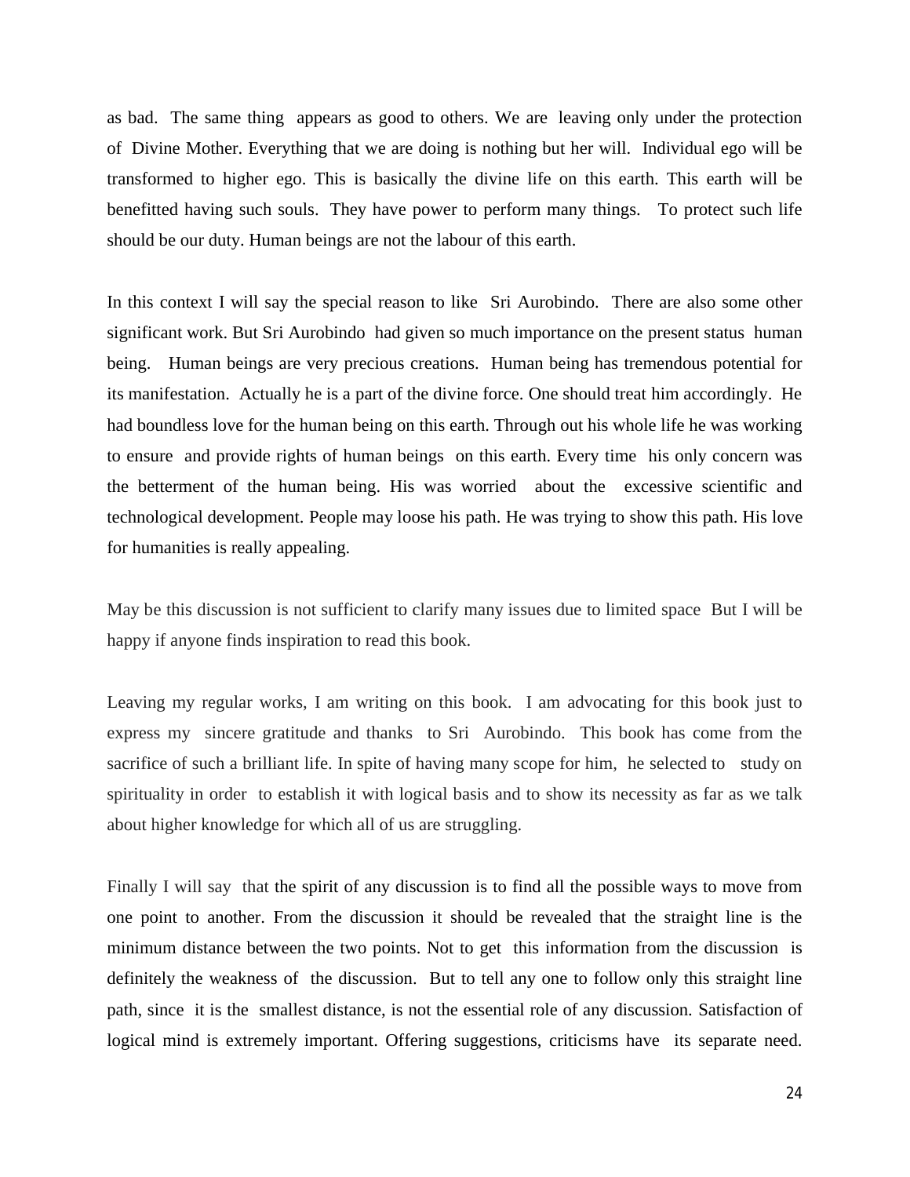as bad. The same thing appears as good to others. We are leaving only under the protection of Divine Mother. Everything that we are doing is nothing but her will. Individual ego will be transformed to higher ego. This is basically the divine life on this earth. This earth will be benefitted having such souls. They have power to perform many things. To protect such life should be our duty. Human beings are not the labour of this earth.

In this context I will say the special reason to like Sri Aurobindo. There are also some other significant work. But Sri Aurobindo had given so much importance on the present status human being. Human beings are very precious creations. Human being has tremendous potential for its manifestation. Actually he is a part of the divine force. One should treat him accordingly. He had boundless love for the human being on this earth. Through out his whole life he was working to ensure and provide rights of human beings on this earth. Every time his only concern was the betterment of the human being. His was worried about the excessive scientific and technological development. People may loose his path. He was trying to show this path. His love for humanities is really appealing.

May be this discussion is not sufficient to clarify many issues due to limited space But I will be happy if anyone finds inspiration to read this book.

Leaving my regular works, I am writing on this book. I am advocating for this book just to express my sincere gratitude and thanks to Sri Aurobindo. This book has come from the sacrifice of such a brilliant life. In spite of having many scope for him, he selected to study on spirituality in order to establish it with logical basis and to show its necessity as far as we talk about higher knowledge for which all of us are struggling.

Finally I will say that the spirit of any discussion is to find all the possible ways to move from one point to another. From the discussion it should be revealed that the straight line is the minimum distance between the two points. Not to get this information from the discussion is definitely the weakness of the discussion. But to tell any one to follow only this straight line path, since it is the smallest distance, is not the essential role of any discussion. Satisfaction of logical mind is extremely important. Offering suggestions, criticisms have its separate need.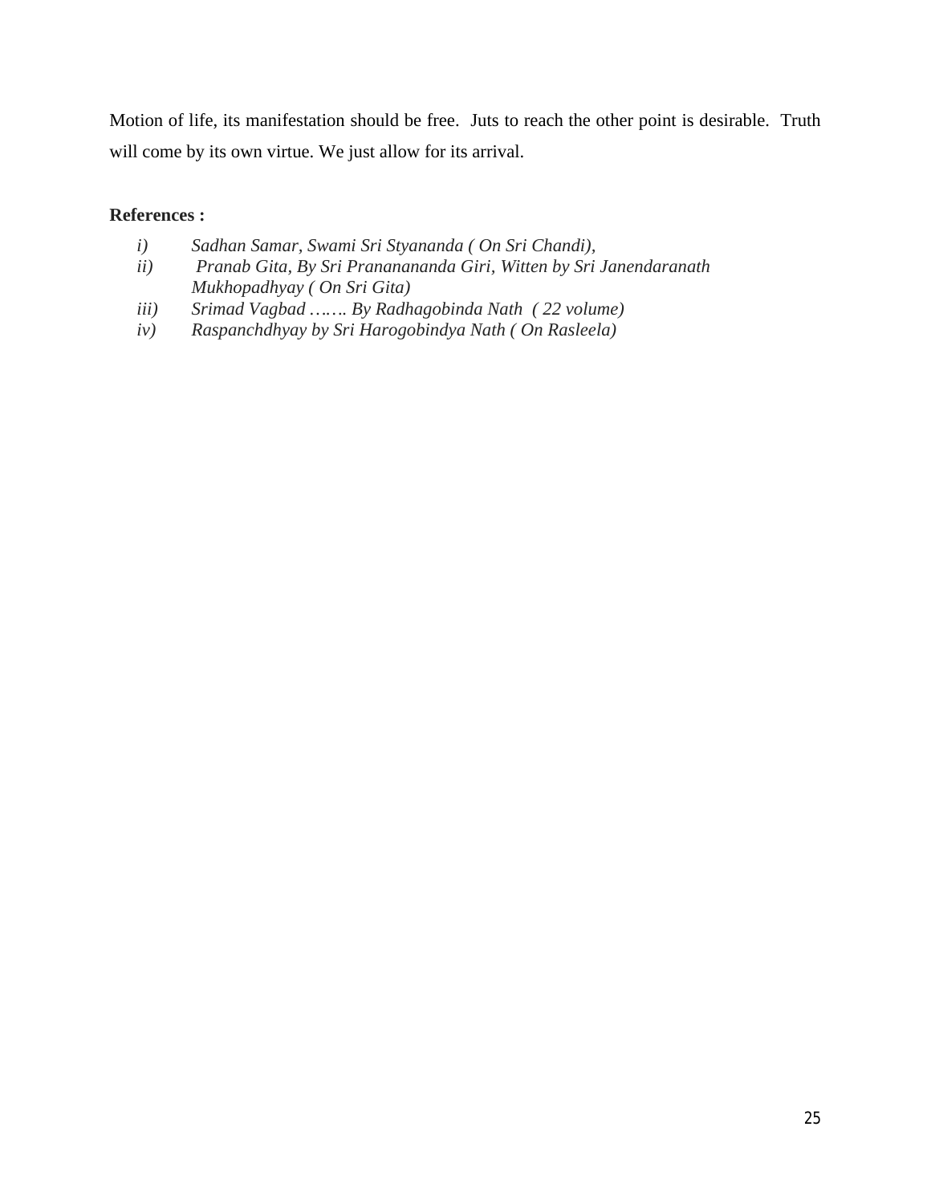Motion of life, its manifestation should be free. Juts to reach the other point is desirable. Truth will come by its own virtue. We just allow for its arrival.

**References :**

*i) Sadhan Samar, Swami Sri Styananda ( On Sri Chandi),*

*ii) Pranab Gita, By Sri Prananananda Giri, Witten by Sri Janendaranath Mukhopadhyay ( On Sri Gita)*

*iii) Srimad Vagbad ……. By Radhagobinda Nath ( 22 volume)*

*iv) Raspanchdhyay by Sri Harogobindya Nath ( On Rasleela)*